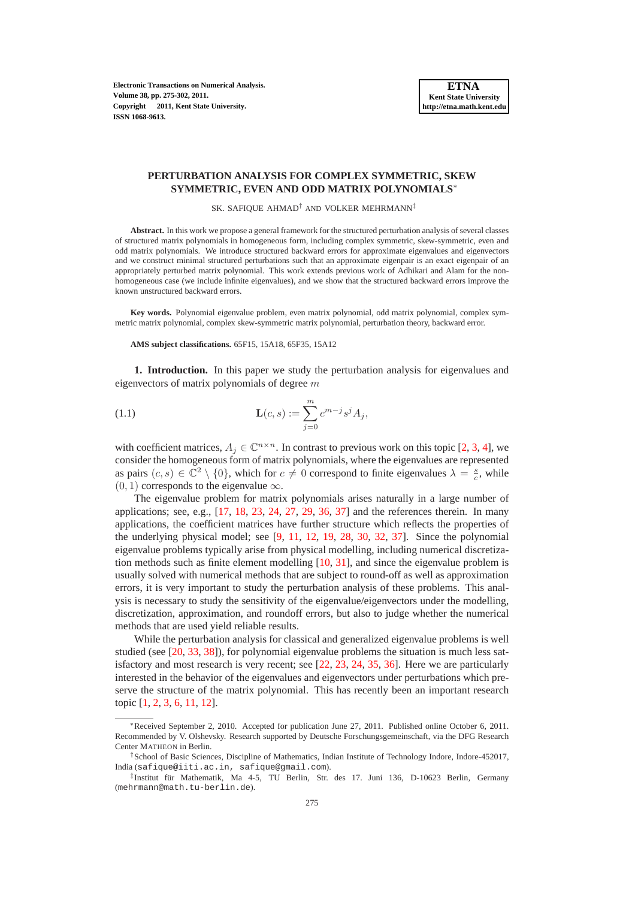# PERTURBATION ANALYSIS FOR COMPLEX SYMMETRIC, SKEW SYMMETRIC, EVEN AND ODD MATRIX POLYNOMIALS*

SK. SAFIQUE AHMAD† AND VOLKER MEHRMANN‡

**Abstract.** In this work we propose a general framework for the structured perturbation analysis of several classes of structured matrix polynomials in homogeneous form, including complex symmetric, skew-symmetric, even and odd matrix polynomials. We introduce structured backward errors for approximate eigenvalues and eigenvectors and we construct minimal structured perturbations such that an approximate eigenpair is an exact eigenpair of an appropriately perturbed matrix polynomial. This work extends previous work of Adhikari and Alam for the non-homogeneous case (we include infinite eigenvalues), and we show that the structured backward errors improve the known unstructured backward errors.

**Key words.** Polynomial eigenvalue problem, even matrix polynomial, odd matrix polynomial, complex symmetric matrix polynomial, complex skew-symmetric matrix polynomial, perturbation theory, backward error.

**AMS subject classifications.** 65F15, 15A18, 65F35, 15A12

## 1. Introduction.

In this paper we study the perturbation analysis for eigenvalues and eigenvectors of matrix polynomials of degree $m$

$$\mathbf{L}(c, s) := \sum_{j=0}^{m} c^{m-j} s^j A_j, \tag{1.1}$$

with coefficient matrices, $A_j \in \mathbb{C}^{n\times n}$. In contrast to previous work on this topic [2, 3, 4], we consider the homogeneous form of matrix polynomials, where the eigenvalues are represented as pairs $(c, s) \in \mathbb{C}^2 \setminus \{0\}$, which for $c \neq 0$ correspond to finite eigenvalues $\lambda = \frac{s}{c}$, while $(0, 1)$ corresponds to the eigenvalue $\infty$.

The eigenvalue problem for matrix polynomials arises naturally in a large number of applications; see, e.g., [17, 18, 23, 24, 27, 29, 36, 37] and the references therein. In many applications, the coefficient matrices have further structure which reflects the properties of the underlying physical model; see [9, 11, 12, 19, 28, 30, 32, 37]. Since the polynomial eigenvalue problems typically arise from physical modelling, including numerical discretization methods such as finite element modelling [10, 31], and since the eigenvalue problem is usually solved with numerical methods that are subject to round-off as well as approximation errors, it is very important to study the perturbation analysis of these problems. This analysis is necessary to study the sensitivity of the eigenvalue/eigenvectors under the modelling, discretization, approximation, and roundoff errors, but also to judge whether the numerical methods that are used yield reliable results.

While the perturbation analysis for classical and generalized eigenvalue problems is well studied (see [20, 33, 38]), for polynomial eigenvalue problems the situation is much less satisfactory and most research is very recent; see [22, 23, 24, 35, 36]. Here we are particularly interested in the behavior of the eigenvalues and eigenvectors under perturbations which preserve the structure of the matrix polynomial. This has recently been an important research topic [1, 2, 3, 6, 11, 12].

---

*Received September 2, 2010. Accepted for publication June 27, 2011. Published online October 6, 2011. Recommended by V. Olshevsky. Research supported by Deutsche Forschungsgemeinschaft, via the DFG Research Center MATHEON in Berlin.

†School of Basic Sciences, Discipline of Mathematics, Indian Institute of Technology Indore, Indore-452017, India (safique@iiti.ac.in, safique@gmail.com).

‡Institut für Mathematik, Ma 4-5, TU Berlin, Str. des 17. Juni 136, D-10623 Berlin, Germany (mehrmann@math.tu-berlin.de).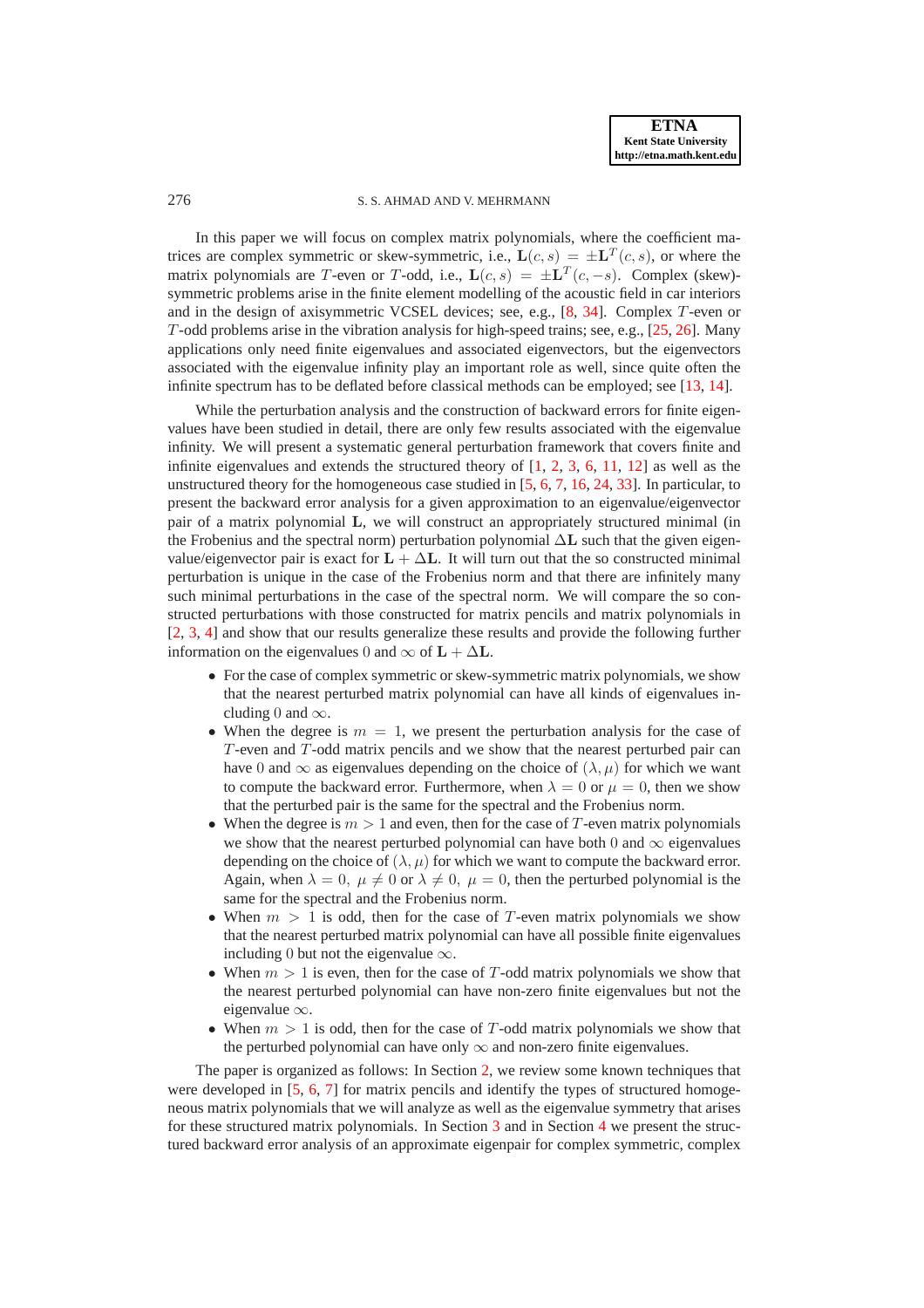In this paper we will focus on complex matrix polynomials, where the coefficient matrices are complex symmetric or skew-symmetric, i.e., $\mathbf{L}(c,s) = \pm\mathbf{L}^T(c,s)$, or where the matrix polynomials are $T$-even or $T$-odd, i.e., $\mathbf{L}(c,s) = \pm\mathbf{L}^T(c,-s)$. Complex (skew)-symmetric problems arise in the finite element modelling of the acoustic field in car interiors and in the design of axisymmetric VCSEL devices; see, e.g., [8, 34]. Complex $T$-even or $T$-odd problems arise in the vibration analysis for high-speed trains; see, e.g., [25, 26]. Many applications only need finite eigenvalues and associated eigenvectors, but the eigenvectors associated with the eigenvalue infinity play an important role as well, since quite often the infinite spectrum has to be deflated before classical methods can be employed; see [13, 14].

While the perturbation analysis and the construction of backward errors for finite eigenvalues have been studied in detail, there are only few results associated with the eigenvalue infinity. We will present a systematic general perturbation framework that covers finite and infinite eigenvalues and extends the structured theory of [1, 2, 3, 6, 11, 12] as well as the unstructured theory for the homogeneous case studied in [5, 6, 7, 16, 24, 33]. In particular, to present the backward error analysis for a given approximation to an eigenvalue/eigenvector pair of a matrix polynomial $\mathbf{L}$, we will construct an appropriately structured minimal (in the Frobenius and the spectral norm) perturbation polynomial $\Delta\mathbf{L}$ such that the given eigenvalue/eigenvector pair is exact for $\mathbf{L} + \Delta\mathbf{L}$. It will turn out that the so constructed minimal perturbation is unique in the case of the Frobenius norm and that there are infinitely many such minimal perturbations in the case of the spectral norm. We will compare the so constructed perturbations with those constructed for matrix pencils and matrix polynomials in [2, 3, 4] and show that our results generalize these results and provide the following further information on the eigenvalues $0$ and $\infty$ of $\mathbf{L} + \Delta\mathbf{L}$.

- For the case of complex symmetric or skew-symmetric matrix polynomials, we show that the nearest perturbed matrix polynomial can have all kinds of eigenvalues including $0$ and $\infty$.
- When the degree is $m = 1$, we present the perturbation analysis for the case of $T$-even and $T$-odd matrix pencils and we show that the nearest perturbed pair can have $0$ and $\infty$ as eigenvalues depending on the choice of $(\lambda, \mu)$ for which we want to compute the backward error. Furthermore, when $\lambda = 0$ or $\mu = 0$, then we show that the perturbed pair is the same for the spectral and the Frobenius norm.
- When the degree is $m > 1$ and even, then for the case of $T$-even matrix polynomials we show that the nearest perturbed polynomial can have both $0$ and $\infty$ eigenvalues depending on the choice of $(\lambda, \mu)$ for which we want to compute the backward error. Again, when $\lambda = 0,\ \mu \neq 0$ or $\lambda \neq 0,\ \mu = 0$, then the perturbed polynomial is the same for the spectral and the Frobenius norm.
- When $m > 1$ is odd, then for the case of $T$-even matrix polynomials we show that the nearest perturbed matrix polynomial can have all possible finite eigenvalues including $0$ but not the eigenvalue $\infty$.
- When $m > 1$ is even, then for the case of $T$-odd matrix polynomials we show that the nearest perturbed polynomial can have non-zero finite eigenvalues but not the eigenvalue $\infty$.
- When $m > 1$ is odd, then for the case of $T$-odd matrix polynomials we show that the perturbed polynomial can have only $\infty$ and non-zero finite eigenvalues.

The paper is organized as follows: In Section 2, we review some known techniques that were developed in [5, 6, 7] for matrix pencils and identify the types of structured homogeneous matrix polynomials that we will analyze as well as the eigenvalue symmetry that arises for these structured matrix polynomials. In Section 3 and in Section 4 we present the structured backward error analysis of an approximate eigenpair for complex symmetric, complex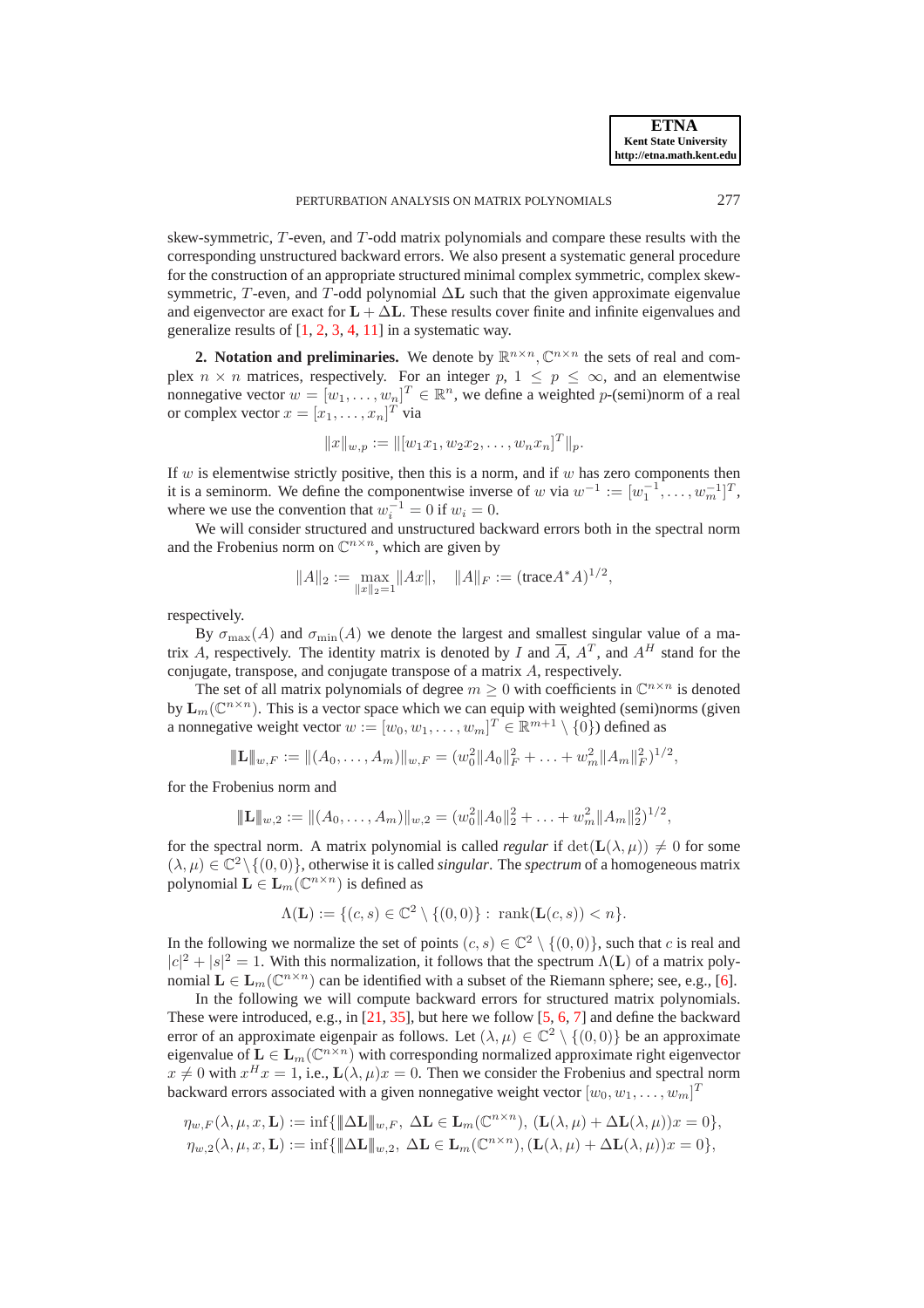skew-symmetric, $T$-even, and $T$-odd matrix polynomials and compare these results with the corresponding unstructured backward errors. We also present a systematic general procedure for the construction of an appropriate structured minimal complex symmetric, complex skew-symmetric, $T$-even, and $T$-odd polynomial $\Delta\mathbf{L}$ such that the given approximate eigenvalue and eigenvector are exact for $\mathbf{L} + \Delta\mathbf{L}$. These results cover finite and infinite eigenvalues and generalize results of [1, 2, 3, 4, 11] in a systematic way.

**2. Notation and preliminaries.** We denote by $\mathbb{R}^{n\times n}, \mathbb{C}^{n\times n}$ the sets of real and complex $n \times n$ matrices, respectively. For an integer $p$, $1 \leq p \leq \infty$, and an elementwise nonnegative vector $w = [w_1, \dots, w_n]^T \in \mathbb{R}^n$, we define a weighted $p$-(semi)norm of a real or complex vector $x = [x_1, \dots, x_n]^T$ via

$$\|x\|_{w,p} := \|[w_1 x_1, w_2 x_2, \dots, w_n x_n]^T\|_p.$$

If $w$ is elementwise strictly positive, then this is a norm, and if $w$ has zero components then it is a seminorm. We define the componentwise inverse of $w$ via $w^{-1} := [w_1^{-1}, \dots, w_m^{-1}]^T$, where we use the convention that $w_i^{-1} = 0$ if $w_i = 0$.

We will consider structured and unstructured backward errors both in the spectral norm and the Frobenius norm on $\mathbb{C}^{n\times n}$, which are given by

$$\|A\|_2 := \max_{\|x\|_2=1} \|Ax\|, \quad \|A\|_F := (\text{trace} A^* A)^{1/2},$$

respectively.

By $\sigma_{\max}(A)$ and $\sigma_{\min}(A)$ we denote the largest and smallest singular value of a matrix $A$, respectively. The identity matrix is denoted by $I$ and $\overline{A}$, $A^T$, and $A^H$ stand for the conjugate, transpose, and conjugate transpose of a matrix $A$, respectively.

The set of all matrix polynomials of degree $m \geq 0$ with coefficients in $\mathbb{C}^{n\times n}$ is denoted by $\mathbf{L}_m(\mathbb{C}^{n\times n})$. This is a vector space which we can equip with weighted (semi)norms (given a nonnegative weight vector $w := [w_0, w_1, \dots, w_m]^T \in \mathbb{R}^{m+1} \setminus \{0\}$) defined as

$$|\!|\!|\mathbf{L}|\!|\!|_{w,F} := \|(A_0, \dots, A_m)\|_{w,F} = (w_0^2\|A_0\|_F^2 + \dots + w_m^2\|A_m\|_F^2)^{1/2},$$

for the Frobenius norm and

$$|\!|\!|\mathbf{L}|\!|\!|_{w,2} := \|(A_0, \dots, A_m)\|_{w,2} = (w_0^2\|A_0\|_2^2 + \dots + w_m^2\|A_m\|_2^2)^{1/2},$$

for the spectral norm. A matrix polynomial is called *regular* if $\det(\mathbf{L}(\lambda, \mu)) \neq 0$ for some $(\lambda, \mu) \in \mathbb{C}^2 \setminus \{(0, 0)\}$, otherwise it is called *singular*. The *spectrum* of a homogeneous matrix polynomial $\mathbf{L} \in \mathbf{L}_m(\mathbb{C}^{n\times n})$ is defined as

$$\Lambda(\mathbf{L}) := \{(c, s) \in \mathbb{C}^2 \setminus \{(0, 0)\} : \ \text{rank}(\mathbf{L}(c, s)) < n\}.$$

In the following we normalize the set of points $(c, s) \in \mathbb{C}^2 \setminus \{(0, 0)\}$, such that $c$ is real and $|c|^2 + |s|^2 = 1$. With this normalization, it follows that the spectrum $\Lambda(\mathbf{L})$ of a matrix polynomial $\mathbf{L} \in \mathbf{L}_m(\mathbb{C}^{n\times n})$ can be identified with a subset of the Riemann sphere; see, e.g., [6].

In the following we will compute backward errors for structured matrix polynomials. These were introduced, e.g., in [21, 35], but here we follow [5, 6, 7] and define the backward error of an approximate eigenpair as follows. Let $(\lambda, \mu) \in \mathbb{C}^2 \setminus \{(0, 0)\}$ be an approximate eigenvalue of $\mathbf{L} \in \mathbf{L}_m(\mathbb{C}^{n\times n})$ with corresponding normalized approximate right eigenvector $x \neq 0$ with $x^H x = 1$, i.e., $\mathbf{L}(\lambda, \mu)x = 0$. Then we consider the Frobenius and spectral norm backward errors associated with a given nonnegative weight vector $[w_0, w_1, \dots, w_m]^T$

$$\eta_{w,F}(\lambda, \mu, x, \mathbf{L}) := \inf\{|\!|\!|\Delta\mathbf{L}|\!|\!|_{w,F}, \ \Delta\mathbf{L} \in \mathbf{L}_m(\mathbb{C}^{n\times n}), \ (\mathbf{L}(\lambda, \mu) + \Delta\mathbf{L}(\lambda, \mu))x = 0\},$$
$$\eta_{w,2}(\lambda, \mu, x, \mathbf{L}) := \inf\{|\!|\!|\Delta\mathbf{L}|\!|\!|_{w,2}, \ \Delta\mathbf{L} \in \mathbf{L}_m(\mathbb{C}^{n\times n}), (\mathbf{L}(\lambda, \mu) + \Delta\mathbf{L}(\lambda, \mu))x = 0\},$$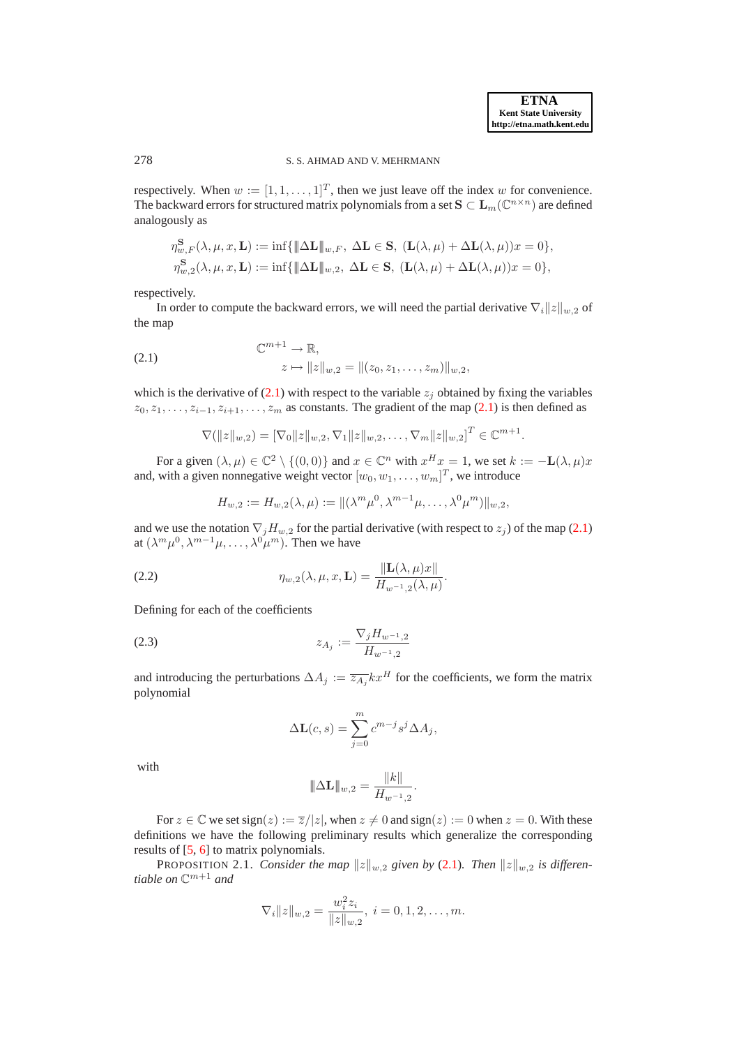respectively. When $w := [1, 1, \ldots, 1]^T$, then we just leave off the index $w$ for convenience. The backward errors for structured matrix polynomials from a set $\mathbf{S} \subset \mathbf{L}_m(\mathbb{C}^{n\times n})$ are defined analogously as

$$\eta^{\mathbf{S}}_{w,F}(\lambda, \mu, x, \mathbf{L}) := \inf\{\|\Delta \mathbf{L}\|_{w,F},\ \Delta\mathbf{L} \in \mathbf{S},\ (\mathbf{L}(\lambda,\mu) + \Delta\mathbf{L}(\lambda,\mu))x = 0\},$$
$$\eta^{\mathbf{S}}_{w,2}(\lambda, \mu, x, \mathbf{L}) := \inf\{\|\Delta \mathbf{L}\|_{w,2},\ \Delta\mathbf{L} \in \mathbf{S},\ (\mathbf{L}(\lambda,\mu) + \Delta\mathbf{L}(\lambda,\mu))x = 0\},$$

respectively.

In order to compute the backward errors, we will need the partial derivative $\nabla_i \|z\|_{w,2}$ of the map

$$\begin{aligned} &\mathbb{C}^{m+1} \to \mathbb{R}, \\ &\qquad z \mapsto \|z\|_{w,2} = \|(z_0, z_1, \ldots, z_m)\|_{w,2}, \end{aligned} \tag{2.1}$$

which is the derivative of (2.1) with respect to the variable $z_j$ obtained by fixing the variables $z_0, z_1, \ldots, z_{i-1}, z_{i+1}, \ldots, z_m$ as constants. The gradient of the map (2.1) is then defined as

$$\nabla(\|z\|_{w,2}) = [\nabla_0 \|z\|_{w,2}, \nabla_1\|z\|_{w,2}, \ldots, \nabla_m \|z\|_{w,2}]^T \in \mathbb{C}^{m+1}.$$

For a given $(\lambda, \mu) \in \mathbb{C}^2 \setminus \{(0,0)\}$ and $x \in \mathbb{C}^n$ with $x^H x = 1$, we set $k := -\mathbf{L}(\lambda,\mu)x$ and, with a given nonnegative weight vector $[w_0, w_1, \ldots, w_m]^T$, we introduce

$$H_{w,2} := H_{w,2}(\lambda, \mu) := \|(\lambda^m\mu^0, \lambda^{m-1}\mu, \ldots, \lambda^0\mu^m)\|_{w,2},$$

and we use the notation $\nabla_j H_{w,2}$ for the partial derivative (with respect to $z_j$) of the map (2.1) at $(\lambda^m\mu^0, \lambda^{m-1}\mu, \ldots, \lambda^0\mu^m)$. Then we have

$$\eta_{w,2}(\lambda, \mu, x, \mathbf{L}) = \frac{\|\mathbf{L}(\lambda,\mu)x\|}{H_{w^{-1},2}(\lambda,\mu)}. \tag{2.2}$$

Defining for each of the coefficients

$$z_{A_j} := \frac{\nabla_j H_{w^{-1},2}}{H_{w^{-1},2}} \tag{2.3}$$

and introducing the perturbations $\Delta A_j := \overline{z_{A_j}} k x^H$ for the coefficients, we form the matrix polynomial

$$\Delta\mathbf{L}(c, s) = \sum_{j=0}^{m} c^{m-j}s^j \Delta A_j,$$

with

$$\|\Delta \mathbf{L}\|_{w,2} = \frac{\|k\|}{H_{w^{-1},2}}.$$

For $z \in \mathbb{C}$ we set $\operatorname{sign}(z) := \overline{z}/|z|$, when $z \neq 0$ and $\operatorname{sign}(z) := 0$ when $z = 0$. With these definitions we have the following preliminary results which generalize the corresponding results of [5, 6] to matrix polynomials.

PROPOSITION 2.1. *Consider the map $\|z\|_{w,2}$ given by (2.1). Then $\|z\|_{w,2}$ is differentiable on $\mathbb{C}^{m+1}$ and*

$$\nabla_i \|z\|_{w,2} = \frac{w_i^2 z_i}{\|z\|_{w,2}},\ i = 0, 1, 2, \ldots, m.$$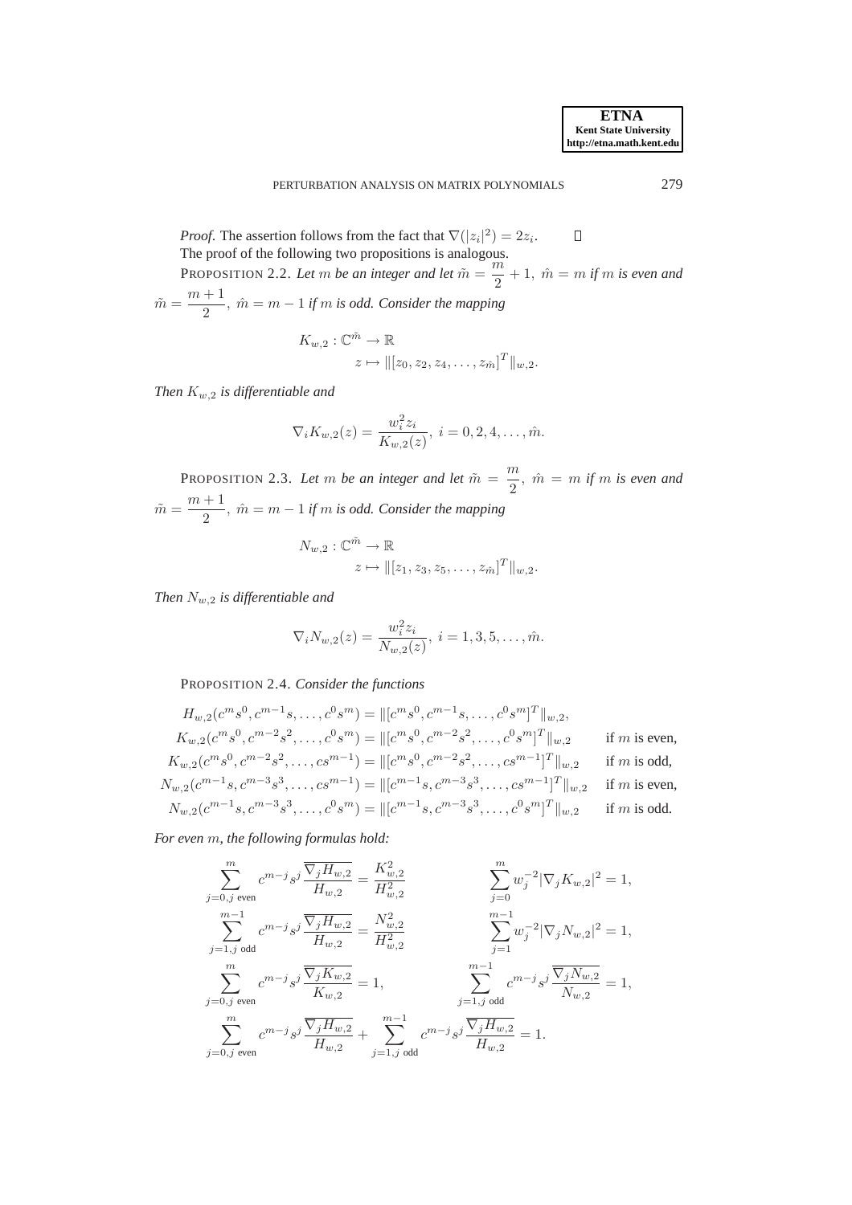*Proof*. The assertion follows from the fact that $\nabla(|z_i|^2) = 2z_i$. $\square$

The proof of the following two propositions is analogous.

PROPOSITION 2.2. *Let $m$ be an integer and let $\tilde{m} = \frac{m}{2} + 1,\ \hat{m} = m$ if $m$ is even and $\tilde{m} = \frac{m+1}{2},\ \hat{m} = m-1$ if $m$ is odd. Consider the mapping*

$$
\begin{aligned}
K_{w,2} &: \mathbb{C}^{\tilde{m}} \to \mathbb{R} \\
&\quad z \mapsto \|[z_0, z_2, z_4, \ldots, z_{\hat{m}}]^T\|_{w,2}.
\end{aligned}
$$

*Then $K_{w,2}$ is differentiable and*

$$
\nabla_i K_{w,2}(z) = \frac{w_i^2 z_i}{K_{w,2}(z)},\ i = 0, 2, 4, \ldots, \hat{m}.
$$

PROPOSITION 2.3. *Let $m$ be an integer and let $\tilde{m} = \frac{m}{2},\ \hat{m} = m$ if $m$ is even and $\tilde{m} = \frac{m+1}{2},\ \hat{m} = m-1$ if $m$ is odd. Consider the mapping*

$$
\begin{aligned}
N_{w,2} &: \mathbb{C}^{\tilde{m}} \to \mathbb{R} \\
&\quad z \mapsto \|[z_1, z_3, z_5, \ldots, z_{\hat{m}}]^T\|_{w,2}.
\end{aligned}
$$

*Then $N_{w,2}$ is differentiable and*

$$
\nabla_i N_{w,2}(z) = \frac{w_i^2 z_i}{N_{w,2}(z)},\ i = 1, 3, 5, \ldots, \hat{m}.
$$

PROPOSITION 2.4. *Consider the functions*

$$
\begin{aligned}
H_{w,2}(c^m s^0, c^{m-1}s, \ldots, c^0 s^m) &= \|[c^m s^0, c^{m-1}s, \ldots, c^0 s^m]^T\|_{w,2}, \\
K_{w,2}(c^m s^0, c^{m-2}s^2, \ldots, c^0 s^m) &= \|[c^m s^0, c^{m-2}s^2, \ldots, c^0 s^m]^T\|_{w,2} \qquad \text{if } m \text{ is even}, \\
K_{w,2}(c^m s^0, c^{m-2}s^2, \ldots, cs^{m-1}) &= \|[c^m s^0, c^{m-2}s^2, \ldots, cs^{m-1}]^T\|_{w,2} \qquad \text{if } m \text{ is odd}, \\
N_{w,2}(c^{m-1}s, c^{m-3}s^3, \ldots, cs^{m-1}) &= \|[c^{m-1}s, c^{m-3}s^3, \ldots, cs^{m-1}]^T\|_{w,2} \qquad \text{if } m \text{ is even}, \\
N_{w,2}(c^{m-1}s, c^{m-3}s^3, \ldots, c^0 s^m) &= \|[c^{m-1}s, c^{m-3}s^3, \ldots, c^0 s^m]^T\|_{w,2} \qquad \text{if } m \text{ is odd}.
\end{aligned}
$$

*For even $m$, the following formulas hold:*

$$
\begin{aligned}
&\sum_{j=0, j \text{ even}}^{m} c^{m-j} s^j \frac{\overline{\nabla_j H_{w,2}}}{H_{w,2}} = \frac{K_{w,2}^2}{H_{w,2}^2} &\qquad &\sum_{j=0}^{m} w_j^{-2} |\nabla_j K_{w,2}|^2 = 1, \\
&\sum_{j=1, j \text{ odd}}^{m-1} c^{m-j} s^j \frac{\overline{\nabla_j H_{w,2}}}{H_{w,2}} = \frac{N_{w,2}^2}{H_{w,2}^2} &\qquad &\sum_{j=1}^{m-1} w_j^{-2} |\nabla_j N_{w,2}|^2 = 1, \\
&\sum_{j=0, j \text{ even}}^{m} c^{m-j} s^j \frac{\overline{\nabla_j K_{w,2}}}{K_{w,2}} = 1, &\qquad &\sum_{j=1, j \text{ odd}}^{m-1} c^{m-j} s^j \frac{\overline{\nabla_j N_{w,2}}}{N_{w,2}} = 1, \\
&\sum_{j=0, j \text{ even}}^{m} c^{m-j} s^j \frac{\overline{\nabla_j H_{w,2}}}{H_{w,2}} + \sum_{j=1, j \text{ odd}}^{m-1} c^{m-j} s^j \frac{\overline{\nabla_j H_{w,2}}}{H_{w,2}} = 1.
\end{aligned}
$$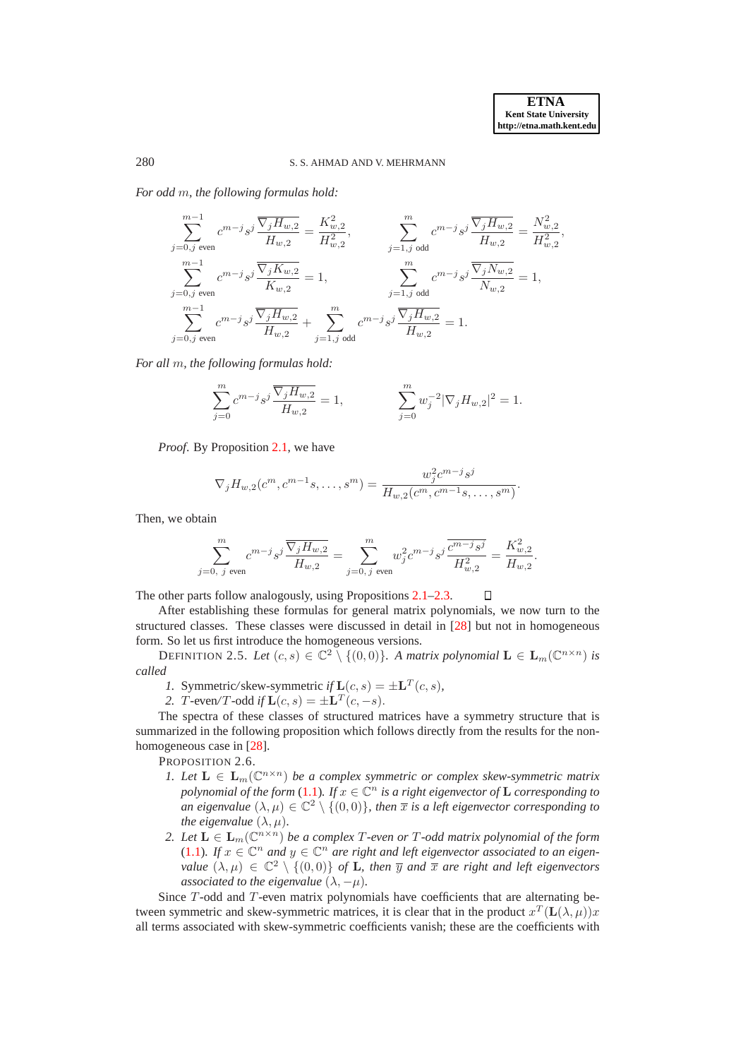*For odd $m$, the following formulas hold:*

$$\sum_{j=0, j \text{ even}}^{m-1} c^{m-j}s^j \frac{\overline{\nabla_j H_{w,2}}}{H_{w,2}} = \frac{K_{w,2}^2}{H_{w,2}^2}, \qquad \sum_{j=1, j \text{ odd}}^{m} c^{m-j}s^j \frac{\overline{\nabla_j H_{w,2}}}{H_{w,2}} = \frac{N_{w,2}^2}{H_{w,2}^2},$$

$$\sum_{j=0, j \text{ even}}^{m-1} c^{m-j}s^j \frac{\overline{\nabla_j K_{w,2}}}{K_{w,2}} = 1, \qquad \sum_{j=1, j \text{ odd}}^{m} c^{m-j}s^j \frac{\overline{\nabla_j N_{w,2}}}{N_{w,2}} = 1,$$

$$\sum_{j=0, j \text{ even}}^{m-1} c^{m-j}s^j \frac{\overline{\nabla_j H_{w,2}}}{H_{w,2}} + \sum_{j=1, j \text{ odd}}^{m} c^{m-j}s^j \frac{\overline{\nabla_j H_{w,2}}}{H_{w,2}} = 1.$$

*For all $m$, the following formulas hold:*

$$\sum_{j=0}^{m} c^{m-j}s^j \frac{\overline{\nabla_j H_{w,2}}}{H_{w,2}} = 1, \qquad \sum_{j=0}^{m} w_j^{-2} |\nabla_j H_{w,2}|^2 = 1.$$

*Proof.* By Proposition 2.1, we have

$$\nabla_j H_{w,2}(c^m, c^{m-1}s, \ldots, s^m) = \frac{w_j^2 c^{m-j} s^j}{H_{w,2}(c^m, c^{m-1}s, \ldots, s^m)}.$$

Then, we obtain

$$\sum_{j=0, \ j \text{ even}}^{m} c^{m-j}s^j \frac{\overline{\nabla_j H_{w,2}}}{H_{w,2}} = \sum_{j=0, \ j \text{ even}}^{m} w_j^2 c^{m-j}s^j \frac{\overline{c^{m-j}s^j}}{H_{w,2}^2} = \frac{K_{w,2}^2}{H_{w,2}}.$$

The other parts follow analogously, using Propositions 2.1–2.3. ◻

After establishing these formulas for general matrix polynomials, we now turn to the structured classes. These classes were discussed in detail in [28] but not in homogeneous form. So let us first introduce the homogeneous versions.

DEFINITION 2.5. *Let $(c, s) \in \mathbb{C}^2 \setminus \{(0, 0)\}$. A matrix polynomial $\mathbf{L} \in \mathbf{L}_m(\mathbb{C}^{n\times n})$ is called*

1. Symmetric/skew-symmetric *if* $\mathbf{L}(c, s) = \pm \mathbf{L}^T(c, s)$,
2. $T$-even/$T$-odd *if* $\mathbf{L}(c, s) = \pm \mathbf{L}^T(c, -s)$.

The spectra of these classes of structured matrices have a symmetry structure that is summarized in the following proposition which follows directly from the results for the nonhomogeneous case in [28].

PROPOSITION 2.6.

1. *Let $\mathbf{L} \in \mathbf{L}_m(\mathbb{C}^{n\times n})$ be a complex symmetric or complex skew-symmetric matrix polynomial of the form (1.1). If $x \in \mathbb{C}^n$ is a right eigenvector of $\mathbf{L}$ corresponding to an eigenvalue $(\lambda, \mu) \in \mathbb{C}^2 \setminus \{(0, 0)\}$, then $\overline{x}$ is a left eigenvector corresponding to the eigenvalue $(\lambda, \mu)$.*
2. *Let $\mathbf{L} \in \mathbf{L}_m(\mathbb{C}^{n\times n})$ be a complex $T$-even or $T$-odd matrix polynomial of the form (1.1). If $x \in \mathbb{C}^n$ and $y \in \mathbb{C}^n$ are right and left eigenvector associated to an eigenvalue $(\lambda, \mu) \in \mathbb{C}^2 \setminus \{(0, 0)\}$ of $\mathbf{L}$, then $\overline{y}$ and $\overline{x}$ are right and left eigenvectors associated to the eigenvalue $(\lambda, -\mu)$.*

Since $T$-odd and $T$-even matrix polynomials have coefficients that are alternating between symmetric and skew-symmetric matrices, it is clear that in the product $x^T(\mathbf{L}(\lambda, \mu))x$ all terms associated with skew-symmetric coefficients vanish; these are the coefficients with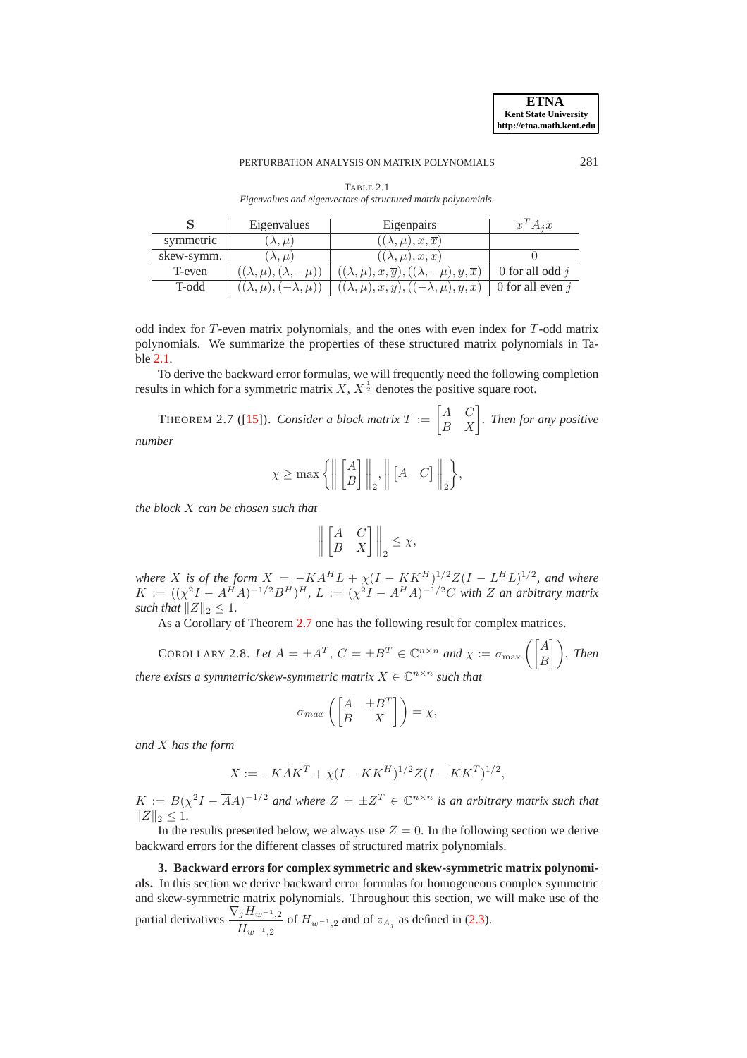TABLE 2.1
*Eigenvalues and eigenvectors of structured matrix polynomials.*

| **S** | Eigenvalues | Eigenpairs | $x^T A_j x$ |
|---|---|---|---|
| symmetric | $(\lambda,\mu)$ | $((\lambda,\mu),x,\overline{x})$ | |
| skew-symm. | $(\lambda,\mu)$ | $((\lambda,\mu),x,\overline{x})$ | $0$ |
| T-even | $((\lambda,\mu),(\lambda,-\mu))$ | $((\lambda,\mu),x,\overline{y}),((\lambda,-\mu),y,\overline{x})$ | $0$ for all odd $j$ |
| T-odd | $((\lambda,\mu),(-\lambda,\mu))$ | $((\lambda,\mu),x,\overline{y}),((-\lambda,\mu),y,\overline{x})$ | $0$ for all even $j$ |

odd index for $T$-even matrix polynomials, and the ones with even index for $T$-odd matrix polynomials. We summarize the properties of these structured matrix polynomials in Table 2.1.

To derive the backward error formulas, we will frequently need the following completion results in which for a symmetric matrix $X$, $X^{\frac{1}{2}}$ denotes the positive square root.

THEOREM 2.7 ([15]). *Consider a block matrix $T := \begin{bmatrix} A & C \\ B & X \end{bmatrix}$. Then for any positive number*

$$\chi \geq \max\left\{ \left\| \begin{bmatrix} A \\ B \end{bmatrix} \right\|_2, \left\| \begin{bmatrix} A & C \end{bmatrix} \right\|_2 \right\},$$

*the block $X$ can be chosen such that*

$$\left\| \begin{bmatrix} A & C \\ B & X \end{bmatrix} \right\|_2 \leq \chi,$$

*where $X$ is of the form $X = -KA^H L + \chi(I - KK^H)^{1/2} Z (I - L^H L)^{1/2}$, and where $K := ((\chi^2 I - A^H A)^{-1/2} B^H)^H$, $L := (\chi^2 I - A^H A)^{-1/2} C$ with $Z$ an arbitrary matrix such that $\|Z\|_2 \leq 1$.*

As a Corollary of Theorem 2.7 one has the following result for complex matrices.

COROLLARY 2.8. *Let $A = \pm A^T$, $C = \pm B^T \in \mathbb{C}^{n\times n}$ and $\chi := \sigma_{\max}\left(\begin{bmatrix} A \\ B \end{bmatrix}\right)$. Then there exists a symmetric/skew-symmetric matrix $X \in \mathbb{C}^{n\times n}$ such that*

$$\sigma_{max}\left(\begin{bmatrix} A & \pm B^T \\ B & X \end{bmatrix}\right) = \chi,$$

*and $X$ has the form*

$$X := -K\overline{A}K^T + \chi(I - KK^H)^{1/2} Z (I - \overline{K}K^T)^{1/2},$$

*$K := B(\chi^2 I - \overline{A}A)^{-1/2}$ and where $Z = \pm Z^T \in \mathbb{C}^{n\times n}$ is an arbitrary matrix such that $\|Z\|_2 \leq 1$.*

In the results presented below, we always use $Z = 0$. In the following section we derive backward errors for the different classes of structured matrix polynomials.

**3. Backward errors for complex symmetric and skew-symmetric matrix polynomials.** In this section we derive backward error formulas for homogeneous complex symmetric and skew-symmetric matrix polynomials. Throughout this section, we will make use of the partial derivatives $\dfrac{\nabla_j H_{w^{-1},2}}{H_{w^{-1},2}}$ of $H_{w^{-1},2}$ and of $z_{A_j}$ as defined in (2.3).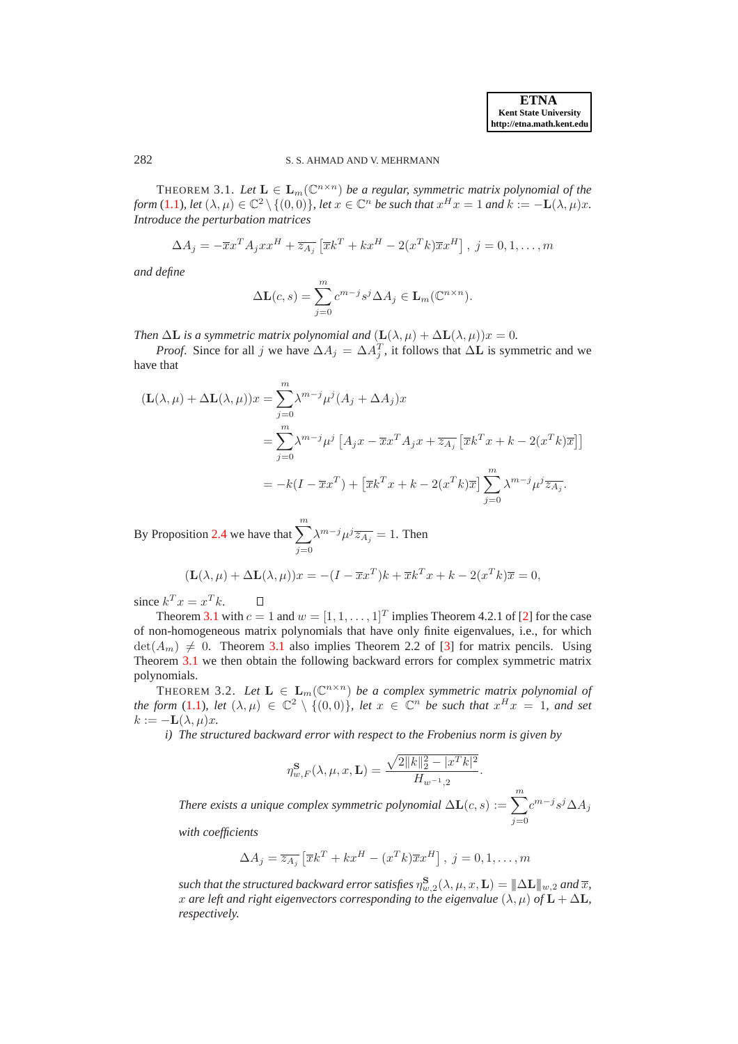THEOREM 3.1. *Let $\mathbf{L} \in \mathbf{L}_m(\mathbb{C}^{n\times n})$ be a regular, symmetric matrix polynomial of the form* (1.1)*, let $(\lambda, \mu) \in \mathbb{C}^2 \setminus \{(0,0)\}$, let $x \in \mathbb{C}^n$ be such that $x^H x = 1$ and $k := -\mathbf{L}(\lambda,\mu)x$. Introduce the perturbation matrices*

$$\Delta A_j = -\overline{x}x^T A_j x x^H + \overline{z_{A_j}}\left[\overline{x}k^T + kx^H - 2(x^T k)\overline{x}x^H\right],\ j = 0, 1, \ldots, m$$

*and define*

$$\Delta\mathbf{L}(c,s) = \sum_{j=0}^{m} c^{m-j}s^j \Delta A_j \in \mathbf{L}_m(\mathbb{C}^{n\times n}).$$

*Then $\Delta\mathbf{L}$ is a symmetric matrix polynomial and $(\mathbf{L}(\lambda,\mu) + \Delta\mathbf{L}(\lambda,\mu))x = 0$.*

*Proof*. Since for all $j$ we have $\Delta A_j = \Delta A_j^T$, it follows that $\Delta\mathbf{L}$ is symmetric and we have that

$$\begin{aligned}
(\mathbf{L}(\lambda,\mu) + \Delta\mathbf{L}(\lambda,\mu))x &= \sum_{j=0}^{m}\lambda^{m-j}\mu^j(A_j + \Delta A_j)x \\
&= \sum_{j=0}^{m}\lambda^{m-j}\mu^j\left[A_j x - \overline{x}x^T A_j x + \overline{z_{A_j}}\left[\overline{x}k^T x + k - 2(x^T k)\overline{x}\right]\right] \\
&= -k(I - \overline{x}x^T) + \left[\overline{x}k^T x + k - 2(x^T k)\overline{x}\right]\sum_{j=0}^{m}\lambda^{m-j}\mu^j\overline{z_{A_j}}.
\end{aligned}$$

By Proposition 2.4 we have that $\sum_{j=0}^{m}\lambda^{m-j}\mu^j\overline{z_{A_j}} = 1$. Then

$$(\mathbf{L}(\lambda,\mu) + \Delta\mathbf{L}(\lambda,\mu))x = -(I - \overline{x}x^T)k + \overline{x}k^T x + k - 2(x^T k)\overline{x} = 0,$$

since $k^T x = x^T k$. □

Theorem 3.1 with $c = 1$ and $w = [1, 1, \ldots, 1]^T$ implies Theorem 4.2.1 of [2] for the case of non-homogeneous matrix polynomials that have only finite eigenvalues, i.e., for which $\det(A_m) \neq 0$. Theorem 3.1 also implies Theorem 2.2 of [3] for matrix pencils. Using Theorem 3.1 we then obtain the following backward errors for complex symmetric matrix polynomials.

THEOREM 3.2. *Let $\mathbf{L} \in \mathbf{L}_m(\mathbb{C}^{n\times n})$ be a complex symmetric matrix polynomial of the form* (1.1)*, let $(\lambda, \mu) \in \mathbb{C}^2 \setminus \{(0,0)\}$, let $x \in \mathbb{C}^n$ be such that $x^H x = 1$, and set $k := -\mathbf{L}(\lambda,\mu)x$.*

*i) The structured backward error with respect to the Frobenius norm is given by*

$$\eta^{\mathbf{S}}_{w,F}(\lambda,\mu,x,\mathbf{L}) = \frac{\sqrt{2\|k\|_2^2 - |x^T k|^2}}{H_{w^{-1},2}}.$$

*There exists a unique complex symmetric polynomial $\Delta\mathbf{L}(c,s) := \sum_{j=0}^{m}c^{m-j}s^j\Delta A_j$ with coefficients*

$$\Delta A_j = \overline{z_{A_j}}\left[\overline{x}k^T + kx^H - (x^T k)\overline{x}x^H\right],\ j = 0, 1, \ldots, m$$

*such that the structured backward error satisfies $\eta^{\mathbf{S}}_{w,2}(\lambda,\mu,x,\mathbf{L}) = |\!|\!|\Delta\mathbf{L}|\!|\!|_{w,2}$ and $\overline{x}$, $x$ are left and right eigenvectors corresponding to the eigenvalue $(\lambda,\mu)$ of $\mathbf{L} + \Delta\mathbf{L}$, respectively.*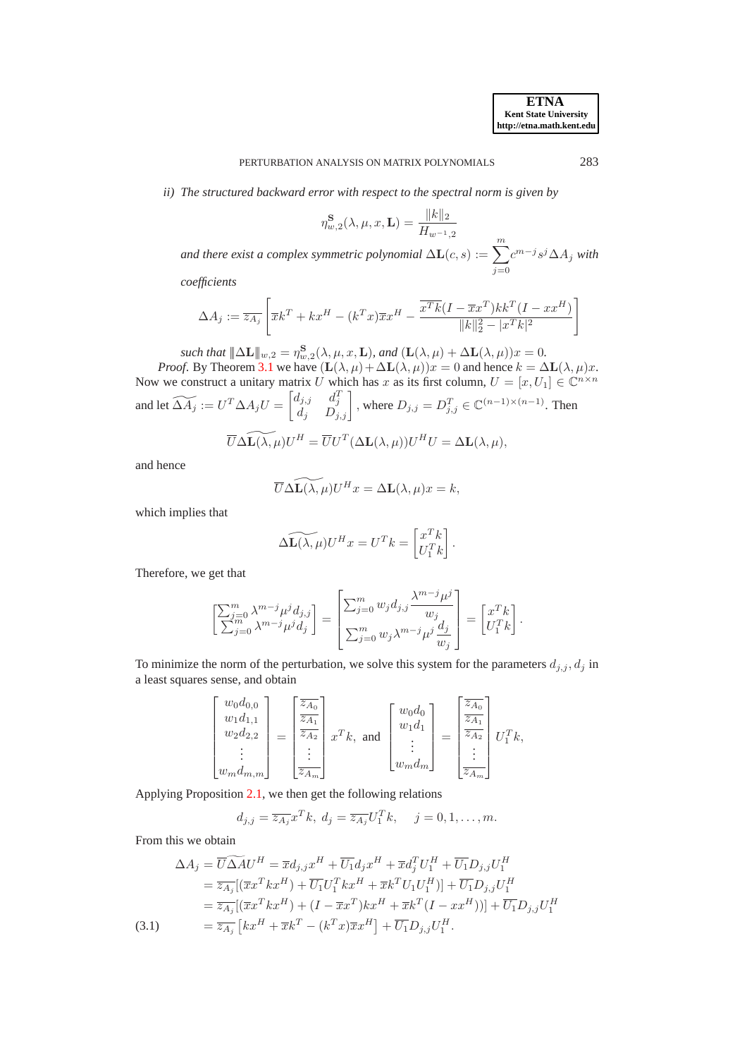*ii) The structured backward error with respect to the spectral norm is given by*

$$\eta^{\mathbf{S}}_{w,2}(\lambda,\mu,x,\mathbf{L}) = \frac{\|k\|_2}{H_{w^{-1},2}}$$

*and there exist a complex symmetric polynomial* $\Delta\mathbf{L}(c,s) := \sum_{j=0}^{m} c^{m-j}s^j \Delta A_j$ *with coefficients*

$$\Delta A_j := \overline{z_{A_j}}\left[\overline{x}k^T + kx^H - (k^Tx)\overline{x}x^H - \frac{\overline{x^Tk}(I-\overline{x}x^T)kk^T(I-xx^H)}{\|k\|_2^2 - |x^Tk|^2}\right]$$

*such that* $\|\Delta\mathbf{L}\|_{w,2} = \eta^{\mathbf{S}}_{w,2}(\lambda,\mu,x,\mathbf{L})$*, and* $(\mathbf{L}(\lambda,\mu)+\Delta\mathbf{L}(\lambda,\mu))x = 0$*.*

*Proof*. By Theorem 3.1 we have $(\mathbf{L}(\lambda,\mu)+\Delta\mathbf{L}(\lambda,\mu))x = 0$ and hence $k = \Delta\mathbf{L}(\lambda,\mu)x$. Now we construct a unitary matrix $U$ which has $x$ as its first column, $U = [x, U_1] \in \mathbb{C}^{n\times n}$ and let $\widetilde{\Delta A_j} := U^T \Delta A_j U = \begin{bmatrix} d_{j,j} & d_j^T \\ d_j & D_{j,j}\end{bmatrix}$, where $D_{j,j} = D_{j,j}^T \in \mathbb{C}^{(n-1)\times(n-1)}$. Then

$$\overline{U}\widetilde{\Delta\mathbf{L}(\lambda,\mu)}U^H = \overline{U}U^T(\Delta\mathbf{L}(\lambda,\mu))U^HU = \Delta\mathbf{L}(\lambda,\mu),$$

and hence

$$\overline{U}\widetilde{\Delta\mathbf{L}(\lambda,\mu)}U^Hx = \Delta\mathbf{L}(\lambda,\mu)x = k,$$

which implies that

$$\widetilde{\Delta\mathbf{L}(\lambda,\mu)}U^Hx = U^Tk = \begin{bmatrix} x^Tk \\ U_1^Tk\end{bmatrix}.$$

Therefore, we get that

$$\begin{bmatrix} \sum_{j=0}^m \lambda^{m-j}\mu^j d_{j,j} \\ \sum_{j=0}^m \lambda^{m-j}\mu^j d_j \end{bmatrix} = \begin{bmatrix} \sum_{j=0}^m w_j d_{j,j}\dfrac{\lambda^{m-j}\mu^j}{w_j} \\ \sum_{j=0}^m w_j \lambda^{m-j}\mu^j \dfrac{d_j}{w_j} \end{bmatrix} = \begin{bmatrix} x^Tk \\ U_1^Tk\end{bmatrix}.$$

To minimize the norm of the perturbation, we solve this system for the parameters $d_{j,j}, d_j$ in a least squares sense, and obtain

$$\begin{bmatrix} w_0d_{0,0} \\ w_1d_{1,1} \\ w_2d_{2,2} \\ \vdots \\ w_md_{m,m}\end{bmatrix} = \begin{bmatrix} \overline{z_{A_0}} \\ \overline{z_{A_1}} \\ \overline{z_{A_2}} \\ \vdots \\ \overline{z_{A_m}}\end{bmatrix} x^Tk, \text{ and } \begin{bmatrix} w_0d_0 \\ w_1d_1 \\ \vdots \\ w_md_m\end{bmatrix} = \begin{bmatrix} \overline{z_{A_0}} \\ \overline{z_{A_1}} \\ \overline{z_{A_2}} \\ \vdots \\ \overline{z_{A_m}}\end{bmatrix} U_1^Tk,$$

Applying Proposition 2.1, we then get the following relations

$$d_{j,j} = \overline{z_{A_j}}x^Tk,\ d_j = \overline{z_{A_j}}U_1^Tk, \quad j = 0,1,\ldots,m.$$

From this we obtain

$$\begin{aligned}
\Delta A_j &= \overline{U}\widetilde{\Delta A}U^H = \overline{x}d_{j,j}x^H + \overline{U_1}d_jx^H + \overline{x}d_j^TU_1^H + \overline{U_1}D_{j,j}U_1^H \\
&= \overline{z_{A_j}}[(\overline{x}x^Tkx^H) + \overline{U_1}U_1^Tkx^H + \overline{x}k^TU_1U_1^H)] + \overline{U_1}D_{j,j}U_1^H \\
&= \overline{z_{A_j}}[(\overline{x}x^Tkx^H) + (I-\overline{x}x^T)kx^H + \overline{x}k^T(I-xx^H))] + \overline{U_1}D_{j,j}U_1^H \\
&= \overline{z_{A_j}}\left[kx^H + \overline{x}k^T - (k^Tx)\overline{x}x^H\right] + \overline{U_1}D_{j,j}U_1^H. \qquad (3.1)
\end{aligned}$$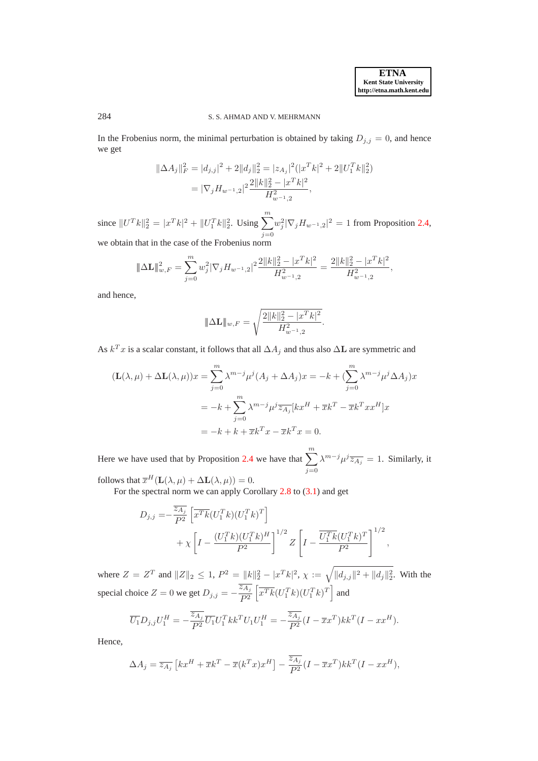In the Frobenius norm, the minimal perturbation is obtained by taking $D_{j,j} = 0$, and hence we get

$$
\begin{aligned}
\|\Delta A_j\|_F^2 &= |d_{j,j}|^2 + 2\|d_j\|_2^2 = |z_{A_j}|^2(|x^T k|^2 + 2\|U_1^T k\|_2^2) \\
&= |\nabla_j H_{w^{-1},2}|^2 \frac{2\|k\|_2^2 - |x^T k|^2}{H_{w^{-1},2}^2},
\end{aligned}
$$

since $\|U^T k\|_2^2 = |x^T k|^2 + \|U_1^T k\|_2^2$. Using $\sum_{j=0}^{m} w_j^2 |\nabla_j H_{w^{-1},2}|^2 = 1$ from Proposition 2.4, we obtain that in the case of the Frobenius norm

$$
|\!|\!|\Delta \mathbf{L}|\!|\!|_{w,F}^2 = \sum_{j=0}^{m} w_j^2 |\nabla_j H_{w^{-1},2}|^2 \frac{2\|k\|_2^2 - |x^T k|^2}{H_{w^{-1},2}^2} = \frac{2\|k\|_2^2 - |x^T k|^2}{H_{w^{-1},2}^2},
$$

and hence,

$$
|\!|\!|\Delta \mathbf{L}|\!|\!|_{w,F} = \sqrt{\frac{2\|k\|_2^2 - |x^T k|^2}{H_{w^{-1},2}^2}}.
$$

As $k^T x$ is a scalar constant, it follows that all $\Delta A_j$ and thus also $\Delta \mathbf{L}$ are symmetric and

$$
\begin{aligned}
(\mathbf{L}(\lambda,\mu) + \Delta \mathbf{L}(\lambda,\mu))x &= \sum_{j=0}^{m} \lambda^{m-j}\mu^j (A_j + \Delta A_j)x = -k + \Big(\sum_{j=0}^{m} \lambda^{m-j}\mu^j \Delta A_j\Big)x \\
&= -k + \sum_{j=0}^{m} \lambda^{m-j}\mu^j \overline{z_{A_j}}[k x^H + \overline{x} k^T - \overline{x} k^T x x^H] x \\
&= -k + k + \overline{x} k^T x - \overline{x} k^T x = 0.
\end{aligned}
$$

Here we have used that by Proposition 2.4 we have that $\sum_{j=0}^{m} \lambda^{m-j}\mu^j \overline{z_{A_j}} = 1$. Similarly, it follows that $\overline{x}^H(\mathbf{L}(\lambda,\mu) + \Delta \mathbf{L}(\lambda,\mu)) = 0$.

For the spectral norm we can apply Corollary 2.8 to (3.1) and get

$$
\begin{aligned}
D_{j,j} = &-\frac{\overline{z_{A_j}}}{P^2}\left[\overline{x^T k}(U_1^T k)(U_1^T k)^T\right] \\
&+ \chi \left[I - \frac{(U_1^T k)(U_1^T k)^H}{P^2}\right]^{1/2} Z \left[I - \frac{\overline{U_1^T k}(U_1^T k)^T}{P^2}\right]^{1/2},
\end{aligned}
$$

where $Z = Z^T$ and $\|Z\|_2 \le 1$, $P^2 = \|k\|_2^2 - |x^T k|^2$, $\chi := \sqrt{\|d_{j,j}\|^2 + \|d_j\|_2^2}$. With the special choice $Z = 0$ we get $D_{j,j} = -\frac{\overline{z_{A_j}}}{P^2}\left[\overline{x^T k}(U_1^T k)(U_1^T k)^T\right]$ and

$$
\overline{U_1} D_{j,j} U_1^H = -\frac{\overline{z_{A_j}}}{P^2}\overline{U_1}U_1^T k k^T U_1 U_1^H = -\frac{\overline{z_{A_j}}}{P^2}(I - \overline{x}x^T)k k^T (I - x x^H).
$$

Hence,

$$
\Delta A_j = \overline{z_{A_j}}\left[k x^H + \overline{x} k^T - \overline{x}(k^T x) x^H\right] - \frac{\overline{z_{A_j}}}{P^2}(I - \overline{x}x^T)k k^T (I - x x^H),
$$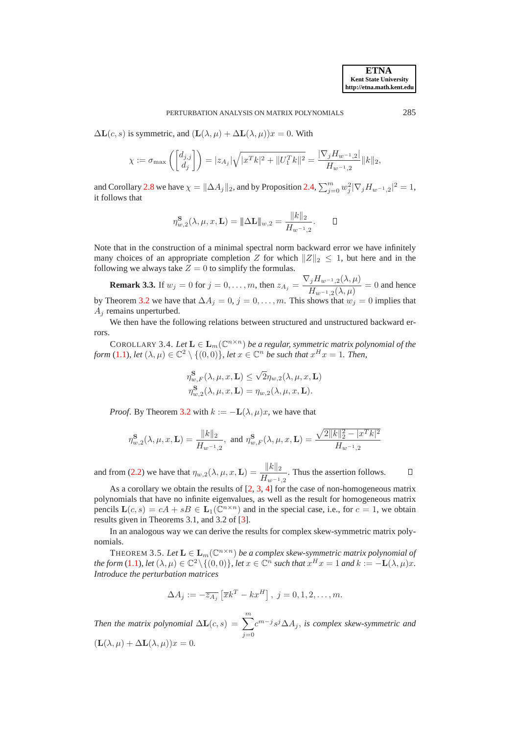$\Delta\mathbf{L}(c,s)$ is symmetric, and $(\mathbf{L}(\lambda,\mu)+\Delta\mathbf{L}(\lambda,\mu))x=0$. With

$$\chi := \sigma_{\max}\left(\begin{bmatrix} d_{j,j} \\ d_j \end{bmatrix}\right) = |z_{A_j}|\sqrt{|x^T k|^2 + \|U_1^T k\|^2} = \frac{|\nabla_j H_{w^{-1},2}|}{H_{w^{-1},2}}\|k\|_2,$$

and Corollary 2.8 we have $\chi = \|\Delta A_j\|_2$, and by Proposition 2.4, $\sum_{j=0}^m w_j^2 |\nabla_j H_{w^{-1},2}|^2 = 1$, it follows that

$$\eta^{\mathbf{S}}_{w,2}(\lambda,\mu,x,\mathbf{L}) = |\!|\!|\Delta\mathbf{L}|\!|\!|_{w,2} = \frac{\|k\|_2}{H_{w^{-1},2}}. \qquad \square$$

Note that in the construction of a minimal spectral norm backward error we have infinitely many choices of an appropriate completion $Z$ for which $\|Z\|_2 \le 1$, but here and in the following we always take $Z=0$ to simplify the formulas.

**Remark 3.3.** If $w_j = 0$ for $j=0,\ldots,m$, then $z_{A_j} = \dfrac{\nabla_j H_{w^{-1},2}(\lambda,\mu)}{H_{w^{-1},2}(\lambda,\mu)} = 0$ and hence by Theorem 3.2 we have that $\Delta A_j = 0$, $j=0,\ldots,m$. This shows that $w_j=0$ implies that $A_j$ remains unperturbed.

We then have the following relations between structured and unstructured backward errors.

COROLLARY 3.4. *Let $\mathbf{L} \in \mathbf{L}_m(\mathbb{C}^{n\times n})$ be a regular, symmetric matrix polynomial of the form (1.1), let $(\lambda,\mu)\in\mathbb{C}^2\setminus\{(0,0)\}$, let $x\in\mathbb{C}^n$ be such that $x^Hx=1$. Then,*

$$\begin{aligned}
\eta^{\mathbf{S}}_{w,F}(\lambda,\mu,x,\mathbf{L}) &\le \sqrt{2}\eta_{w,2}(\lambda,\mu,x,\mathbf{L})\\
\eta^{\mathbf{S}}_{w,2}(\lambda,\mu,x,\mathbf{L}) &= \eta_{w,2}(\lambda,\mu,x,\mathbf{L}).
\end{aligned}$$

*Proof.* By Theorem 3.2 with $k := -\mathbf{L}(\lambda,\mu)x$, we have that

$$\eta^{\mathbf{S}}_{w,2}(\lambda,\mu,x,\mathbf{L}) = \frac{\|k\|_2}{H_{w^{-1},2}}, \text{ and } \eta^{\mathbf{S}}_{w,F}(\lambda,\mu,x,\mathbf{L}) = \frac{\sqrt{2\|k\|_2^2 - |x^T k|^2}}{H_{w^{-1},2}}$$

and from (2.2) we have that $\eta_{w,2}(\lambda,\mu,x,\mathbf{L}) = \dfrac{\|k\|_2}{H_{w^{-1},2}}$. Thus the assertion follows. $\square$

As a corollary we obtain the results of [2, 3, 4] for the case of non-homogeneous matrix polynomials that have no infinite eigenvalues, as well as the result for homogeneous matrix pencils $\mathbf{L}(c,s) = cA + sB \in \mathbf{L}_1(\mathbb{C}^{n\times n})$ and in the special case, i.e., for $c=1$, we obtain results given in Theorems 3.1, and 3.2 of [3].

In an analogous way we can derive the results for complex skew-symmetric matrix polynomials.

THEOREM 3.5. *Let $\mathbf{L}\in\mathbf{L}_m(\mathbb{C}^{n\times n})$ be a complex skew-symmetric matrix polynomial of the form (1.1), let $(\lambda,\mu)\in\mathbb{C}^2\setminus\{(0,0)\}$, let $x\in\mathbb{C}^n$ such that $x^Hx=1$ and $k := -\mathbf{L}(\lambda,\mu)x$. Introduce the perturbation matrices*

$$\Delta A_j := -\overline{z_{A_j}}\left[\overline{x}k^T - kx^H\right],\ j=0,1,2,\ldots,m.$$

*Then the matrix polynomial $\Delta\mathbf{L}(c,s) = \displaystyle\sum_{j=0}^{m} c^{m-j}s^j\Delta A_j$, is complex skew-symmetric and $(\mathbf{L}(\lambda,\mu)+\Delta\mathbf{L}(\lambda,\mu))x = 0$.*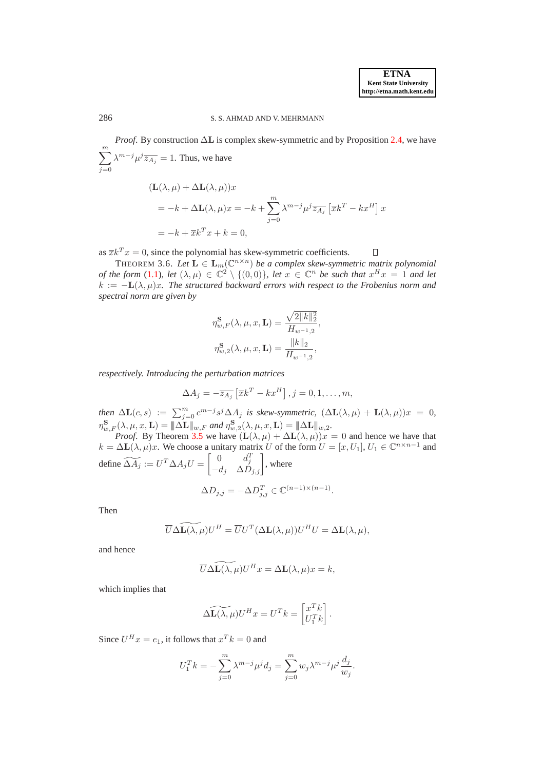*Proof.* By construction $\Delta\mathbf{L}$ is complex skew-symmetric and by Proposition 2.4, we have $\sum_{j=0}^{m} \lambda^{m-j}\mu^j \overline{z_{A_j}} = 1$. Thus, we have

$$
\begin{aligned}
&(\mathbf{L}(\lambda,\mu) + \Delta\mathbf{L}(\lambda,\mu))x \\
&\quad = -k + \Delta\mathbf{L}(\lambda,\mu)x = -k + \sum_{j=0}^{m} \lambda^{m-j}\mu^j \overline{z_{A_j}} \left[\overline{x}k^T - kx^H\right] x \\
&\quad = -k + \overline{x}k^T x + k = 0,
\end{aligned}
$$

as $\overline{x}k^T x = 0$, since the polynomial has skew-symmetric coefficients. $\square$

THEOREM 3.6. *Let $\mathbf{L} \in \mathbf{L}_m(\mathbb{C}^{n\times n})$ be a complex skew-symmetric matrix polynomial of the form (1.1), let $(\lambda,\mu) \in \mathbb{C}^2 \setminus \{(0,0)\}$, let $x \in \mathbb{C}^n$ be such that $x^H x = 1$ and let $k := -\mathbf{L}(\lambda,\mu)x$. The structured backward errors with respect to the Frobenius norm and spectral norm are given by*

$$
\eta^{\mathbf{S}}_{w,F}(\lambda,\mu,x,\mathbf{L}) = \frac{\sqrt{2\|k\|_2^2}}{H_{w^{-1},2}},
$$
$$
\eta^{\mathbf{S}}_{w,2}(\lambda,\mu,x,\mathbf{L}) = \frac{\|k\|_2}{H_{w^{-1},2}},
$$

*respectively. Introducing the perturbation matrices*

$$
\Delta A_j = -\overline{z_{A_j}}\left[\overline{x}k^T - kx^H\right], j = 0,1,\ldots,m,
$$

*then $\Delta\mathbf{L}(c,s) := \sum_{j=0}^{m} c^{m-j}s^j \Delta A_j$ is skew-symmetric, $(\Delta\mathbf{L}(\lambda,\mu) + \mathbf{L}(\lambda,\mu))x = 0$, $\eta^{\mathbf{S}}_{w,F}(\lambda,\mu,x,\mathbf{L}) = |\!|\!|\Delta\mathbf{L}|\!|\!|_{w,F}$ and $\eta^{\mathbf{S}}_{w,2}(\lambda,\mu,x,\mathbf{L}) = |\!|\!|\Delta\mathbf{L}|\!|\!|_{w,2}$.*

*Proof.* By Theorem 3.5 we have $(\mathbf{L}(\lambda,\mu) + \Delta\mathbf{L}(\lambda,\mu))x = 0$ and hence we have that $k = \Delta\mathbf{L}(\lambda,\mu)x$. We choose a unitary matrix $U$ of the form $U = [x, U_1]$, $U_1 \in \mathbb{C}^{n\times n-1}$ and define $\widetilde{\Delta A_j} := U^T \Delta A_j U = \begin{bmatrix} 0 & d_j^T \\ -d_j & \Delta D_{j,j} \end{bmatrix}$, where

$$
\Delta D_{j,j} = -\Delta D_{j,j}^T \in \mathbb{C}^{(n-1)\times(n-1)}.
$$

Then

$$
\overline{U}\widetilde{\Delta\mathbf{L}(\lambda,\mu)}U^H = \overline{U}U^T(\Delta\mathbf{L}(\lambda,\mu))U^H U = \Delta\mathbf{L}(\lambda,\mu),
$$

and hence

$$
\overline{U}\widetilde{\Delta\mathbf{L}(\lambda,\mu)}U^H x = \Delta\mathbf{L}(\lambda,\mu)x = k,
$$

which implies that

$$
\widetilde{\Delta\mathbf{L}(\lambda,\mu)}U^H x = U^T k = \begin{bmatrix} x^T k \\ U_1^T k \end{bmatrix}.
$$

Since $U^H x = e_1$, it follows that $x^T k = 0$ and

$$
U_1^T k = -\sum_{j=0}^{m} \lambda^{m-j}\mu^j d_j = \sum_{j=0}^{m} w_j \lambda^{m-j}\mu^j \frac{d_j}{w_j}.
$$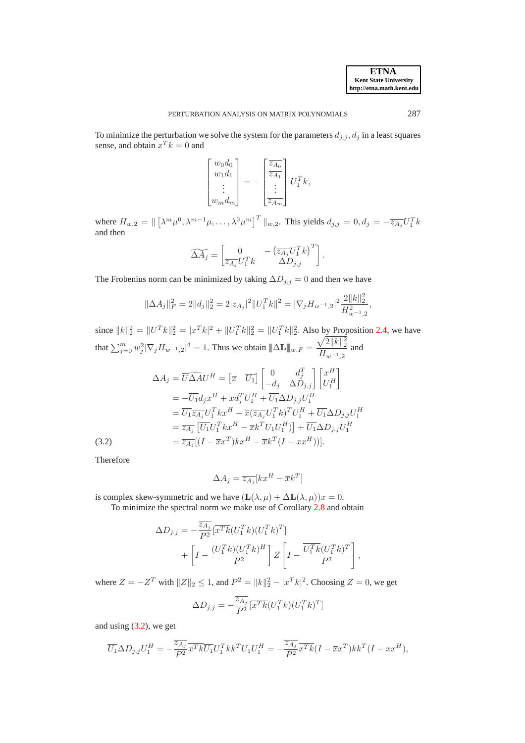To minimize the perturbation we solve the system for the parameters $d_{j,j}$, $d_j$ in a least squares sense, and obtain $x^T k = 0$ and

$$\begin{bmatrix} w_0 d_0 \\ w_1 d_1 \\ \vdots \\ w_m d_m \end{bmatrix} = - \begin{bmatrix} \overline{z_{A_0}} \\ \overline{z_{A_1}} \\ \vdots \\ \overline{z_{A_m}} \end{bmatrix} U_1^T k,$$

where $H_{w,2} = \| \left[\lambda^m \mu^0, \lambda^{m-1}\mu, \ldots, \lambda^0 \mu^m\right]^T \|_{w,2}$. This yields $d_{j,j} = 0, d_j = -\overline{z_{A_j}} U_1^T k$ and then

$$\widetilde{\Delta A_j} = \begin{bmatrix} 0 & -\left(\overline{z_{A_j}} U_1^T k\right)^T \\ \overline{z_{A_j}} U_1^T k & \Delta D_{j,j} \end{bmatrix}.$$

The Frobenius norm can be minimized by taking $\Delta D_{j,j} = 0$ and then we have

$$\|\Delta A_j\|_F^2 = 2\|d_j\|_2^2 = 2|z_{A_j}|^2 \|U_1^T k\|^2 = |\nabla_j H_{w^{-1},2}|^2 \frac{2\|k\|_2^2}{H_{w^{-1},2}^2},$$

since $\|k\|_2^2 = \|U^T k\|_2^2 = |x^T k|^2 + \|U_1^T k\|_2^2 = \|U_1^T k\|_2^2$. Also by Proposition 2.4, we have that $\sum_{j=0}^m w_j^2 |\nabla_j H_{w^{-1},2}|^2 = 1$. Thus we obtain $\|\Delta \mathbf{L}\|_{w,F} = \dfrac{\sqrt{2\|k\|_2^2}}{H_{w^{-1},2}}$ and

$$\begin{aligned}
\Delta A_j &= \overline{U} \widetilde{\Delta A} U^H = \begin{bmatrix} \overline{x} & \overline{U_1} \end{bmatrix} \begin{bmatrix} 0 & d_j^T \\ -d_j & \Delta D_{j,j} \end{bmatrix} \begin{bmatrix} x^H \\ U_1^H \end{bmatrix} \\
&= -\overline{U_1} d_j x^H + \overline{x} d_j^T U_1^H + \overline{U_1} \Delta D_{j,j} U_1^H \\
&= \overline{U_1} \overline{z_{A_j}} U_1^T k x^H - \overline{x} (\overline{z_{A_j}} U_1^T k)^T U_1^H + \overline{U_1} \Delta D_{j,j} U_1^H \\
&= \overline{z_{A_j}} \left[ \overline{U_1} U_1^T k x^H - \overline{x} k^T U_1 U_1^H ) \right] + \overline{U_1} \Delta D_{j,j} U_1^H \\
&= \overline{z_{A_j}} [(I - \overline{x} x^T) k x^H - \overline{x} k^T (I - x x^H))].
\end{aligned} \tag{3.2}$$

Therefore

$$\Delta A_j = \overline{z_{A_j}} [k x^H - \overline{x} k^T]$$

is complex skew-symmetric and we have $(\mathbf{L}(\lambda, \mu) + \Delta \mathbf{L}(\lambda, \mu)) x = 0$.

To minimize the spectral norm we make use of Corollary 2.8 and obtain

$$\begin{aligned}
\Delta D_{j,j} = &-\frac{\overline{z_{A_j}}}{P^2} [\overline{x^T k} (U_1^T k)(U_1^T k)^T] \\
&+ \left[ I - \frac{(U_1^T k)(U_1^T k)^H}{P^2} \right] Z \left[ I - \frac{\overline{U_1^T k} (U_1^T k)^T}{P^2} \right],
\end{aligned}$$

where $Z = -Z^T$ with $\|Z\|_2 \leq 1$, and $P^2 = \|k\|_2^2 - |x^T k|^2$. Choosing $Z = 0$, we get

$$\Delta D_{j,j} = -\frac{\overline{z_{A_j}}}{P^2} [\overline{x^T k} (U_1^T k)(U_1^T k)^T]$$

and using (3.2), we get

$$\overline{U_1} \Delta D_{j,j} U_1^H = -\frac{\overline{z_{A_j}}}{P^2} \overline{x^T k} \overline{U_1} U_1^T k k^T U_1 U_1^H = -\frac{\overline{z_{A_j}}}{P^2} \overline{x^T k} (I - \overline{x} x^T) k k^T (I - x x^H),$$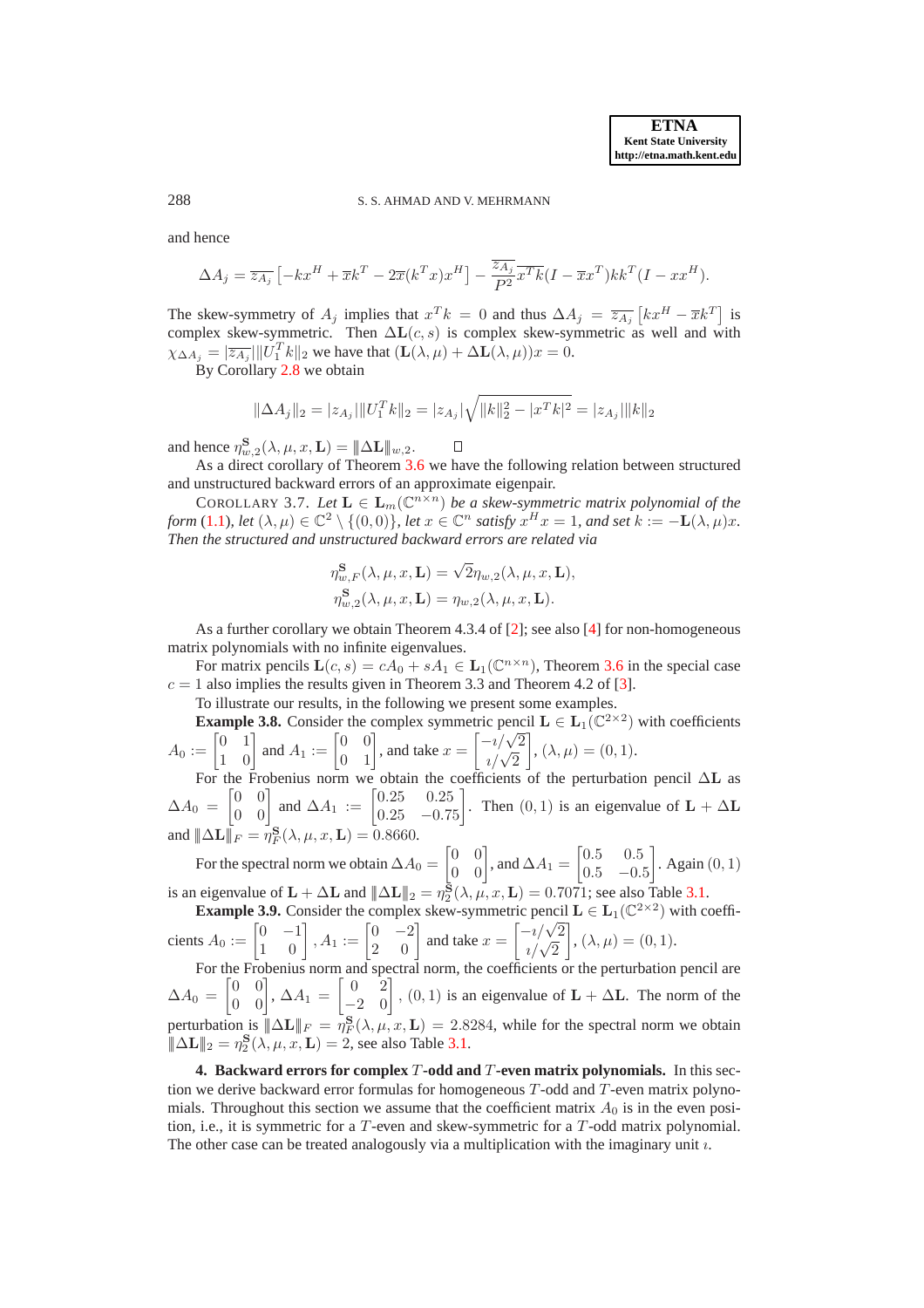and hence

$$\Delta A_j = \overline{z_{A_j}}\left[-kx^H + \overline{x}k^T - 2\overline{x}(k^T x)x^H\right] - \frac{\overline{z_{A_j}}}{P^2}\overline{x^T k}(I - \overline{x}x^T)kk^T(I - xx^H).$$

The skew-symmetry of $A_j$ implies that $x^T k = 0$ and thus $\Delta A_j = \overline{z_{A_j}}\left[kx^H - \overline{x}k^T\right]$ is complex skew-symmetric. Then $\Delta \mathbf{L}(c,s)$ is complex skew-symmetric as well and with $\chi_{\Delta A_j} = |\overline{z_{A_j}}| \|U_1^T k\|_2$ we have that $(\mathbf{L}(\lambda,\mu) + \Delta \mathbf{L}(\lambda,\mu))x = 0$.

By Corollary 2.8 we obtain

$$\|\Delta A_j\|_2 = |z_{A_j}| \|U_1^T k\|_2 = |z_{A_j}| \sqrt{\|k\|_2^2 - |x^T k|^2} = |z_{A_j}| \|k\|_2$$

and hence $\eta^{\mathbf{S}}_{w,2}(\lambda, \mu, \mathbf{L}) = \|\Delta \mathbf{L}\|_{w,2}$. $\square$

As a direct corollary of Theorem 3.6 we have the following relation between structured and unstructured backward errors of an approximate eigenpair.

COROLLARY 3.7. *Let $\mathbf{L} \in \mathbf{L}_m(\mathbb{C}^{n\times n})$ be a skew-symmetric matrix polynomial of the form (1.1), let $(\lambda, \mu) \in \mathbb{C}^2 \setminus \{(0,0)\}$, let $x \in \mathbb{C}^n$ satisfy $x^H x = 1$, and set $k := -\mathbf{L}(\lambda,\mu)x$. Then the structured and unstructured backward errors are related via*

$$\eta^{\mathbf{S}}_{w,F}(\lambda, \mu, x, \mathbf{L}) = \sqrt{2}\eta_{w,2}(\lambda, \mu, x, \mathbf{L}),$$
$$\eta^{\mathbf{S}}_{w,2}(\lambda, \mu, x, \mathbf{L}) = \eta_{w,2}(\lambda, \mu, x, \mathbf{L}).$$

As a further corollary we obtain Theorem 4.3.4 of [2]; see also [4] for non-homogeneous matrix polynomials with no infinite eigenvalues.

For matrix pencils $\mathbf{L}(c,s) = cA_0 + sA_1 \in \mathbf{L}_1(\mathbb{C}^{n\times n})$, Theorem 3.6 in the special case $c = 1$ also implies the results given in Theorem 3.3 and Theorem 4.2 of [3].

To illustrate our results, in the following we present some examples.

**Example 3.8.** Consider the complex symmetric pencil $\mathbf{L} \in \mathbf{L}_1(\mathbb{C}^{2\times 2})$ with coefficients $A_0 := \begin{bmatrix} 0 & 1 \\ 1 & 0 \end{bmatrix}$ and $A_1 := \begin{bmatrix} 0 & 0 \\ 0 & 1 \end{bmatrix}$, and take $x = \begin{bmatrix} -\imath/\sqrt{2} \\ \imath/\sqrt{2} \end{bmatrix}$, $(\lambda, \mu) = (0, 1)$.

For the Frobenius norm we obtain the coefficients of the perturbation pencil $\Delta \mathbf{L}$ as $\Delta A_0 = \begin{bmatrix} 0 & 0 \\ 0 & 0 \end{bmatrix}$ and $\Delta A_1 := \begin{bmatrix} 0.25 & 0.25 \\ 0.25 & -0.75 \end{bmatrix}$. Then $(0,1)$ is an eigenvalue of $\mathbf{L} + \Delta \mathbf{L}$ and $\|\Delta \mathbf{L}\|_F = \eta^{\mathbf{S}}_F(\lambda, \mu, x, \mathbf{L}) = 0.8660$.

For the spectral norm we obtain $\Delta A_0 = \begin{bmatrix} 0 & 0 \\ 0 & 0 \end{bmatrix}$, and $\Delta A_1 = \begin{bmatrix} 0.5 & 0.5 \\ 0.5 & -0.5 \end{bmatrix}$. Again $(0,1)$ is an eigenvalue of $\mathbf{L} + \Delta \mathbf{L}$ and $\|\Delta \mathbf{L}\|_2 = \eta^{\mathbf{S}}_2(\lambda, \mu, x, \mathbf{L}) = 0.7071$; see also Table 3.1.

**Example 3.9.** Consider the complex skew-symmetric pencil $\mathbf{L} \in \mathbf{L}_1(\mathbb{C}^{2\times 2})$ with coefficients $A_0 := \begin{bmatrix} 0 & -1 \\ 1 & 0 \end{bmatrix}$, $A_1 := \begin{bmatrix} 0 & -2 \\ 2 & 0 \end{bmatrix}$ and take $x = \begin{bmatrix} -\imath/\sqrt{2} \\ \imath/\sqrt{2} \end{bmatrix}$, $(\lambda, \mu) = (0, 1)$.

For the Frobenius norm and spectral norm, the coefficients or the perturbation pencil are $\Delta A_0 = \begin{bmatrix} 0 & 0 \\ 0 & 0 \end{bmatrix}$, $\Delta A_1 = \begin{bmatrix} 0 & 2 \\ -2 & 0 \end{bmatrix}$, $(0,1)$ is an eigenvalue of $\mathbf{L} + \Delta \mathbf{L}$. The norm of the perturbation is $\|\Delta \mathbf{L}\|_F = \eta^{\mathbf{S}}_F(\lambda, \mu, x, \mathbf{L}) = 2.8284$, while for the spectral norm we obtain $\|\Delta \mathbf{L}\|_2 = \eta^{\mathbf{S}}_2(\lambda, \mu, x, \mathbf{L}) = 2$, see also Table 3.1.

## 4. Backward errors for complex $T$-odd and $T$-even matrix polynomials.

In this section we derive backward error formulas for homogeneous $T$-odd and $T$-even matrix polynomials. Throughout this section we assume that the coefficient matrix $A_0$ is in the even position, i.e., it is symmetric for a $T$-even and skew-symmetric for a $T$-odd matrix polynomial. The other case can be treated analogously via a multiplication with the imaginary unit $\imath$.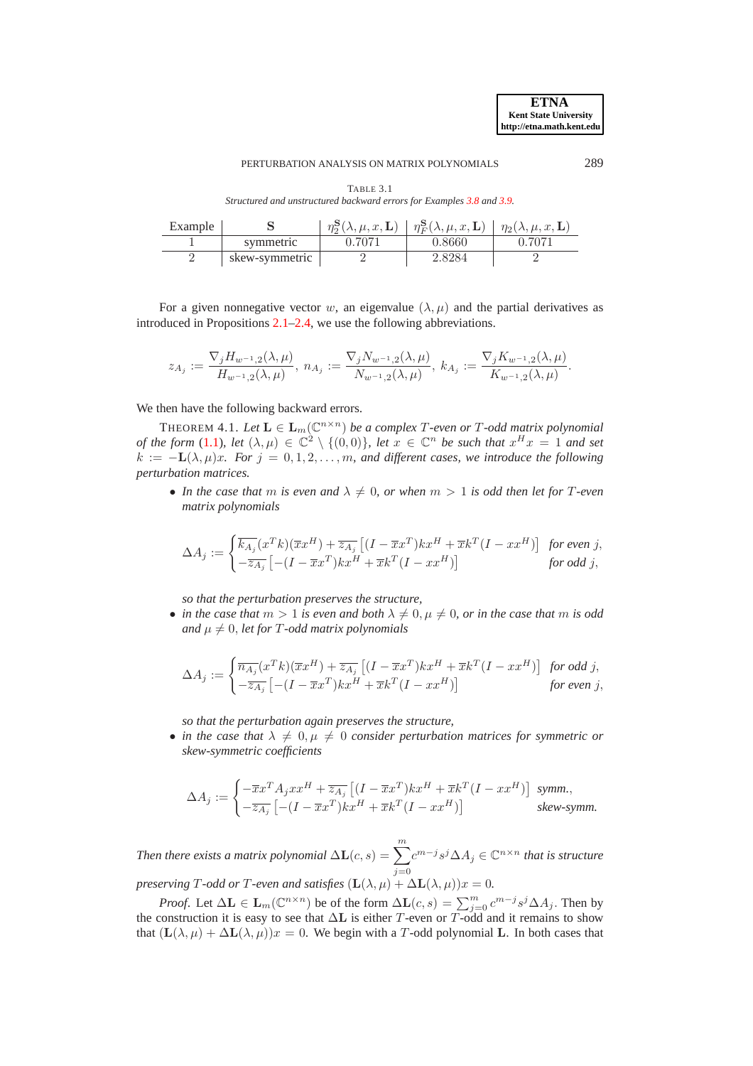TABLE 3.1
*Structured and unstructured backward errors for Examples 3.8 and 3.9.*

| Example | $\mathbf{S}$ | $\eta_2^{\mathbf{S}}(\lambda,\mu,x,\mathbf{L})$ | $\eta_F^{\mathbf{S}}(\lambda,\mu,x,\mathbf{L})$ | $\eta_2(\lambda,\mu,x,\mathbf{L})$ |
|---|---|---|---|---|
| 1 | symmetric | 0.7071 | 0.8660 | 0.7071 |
| 2 | skew-symmetric | 2 | 2.8284 | 2 |

For a given nonnegative vector $w$, an eigenvalue $(\lambda,\mu)$ and the partial derivatives as introduced in Propositions 2.1–2.4, we use the following abbreviations.

$$z_{A_j} := \frac{\nabla_j H_{w^{-1},2}(\lambda,\mu)}{H_{w^{-1},2}(\lambda,\mu)},\ n_{A_j} := \frac{\nabla_j N_{w^{-1},2}(\lambda,\mu)}{N_{w^{-1},2}(\lambda,\mu)},\ k_{A_j} := \frac{\nabla_j K_{w^{-1},2}(\lambda,\mu)}{K_{w^{-1},2}(\lambda,\mu)}.$$

We then have the following backward errors.

THEOREM 4.1. *Let $\mathbf{L}\in\mathbf{L}_m(\mathbb{C}^{n\times n})$ be a complex $T$-even or $T$-odd matrix polynomial of the form (1.1), let $(\lambda,\mu)\in\mathbb{C}^2\setminus\{(0,0)\}$, let $x\in\mathbb{C}^n$ be such that $x^Hx=1$ and set $k:=-\mathbf{L}(\lambda,\mu)x$. For $j=0,1,2,\ldots,m$, and different cases, we introduce the following perturbation matrices.*

- *In the case that $m$ is even and $\lambda\neq 0$, or when $m>1$ is odd then let for $T$-even matrix polynomials*

$$\Delta A_j := \begin{cases} \overline{k_{A_j}}(x^Tk)(\overline{x}x^H) + \overline{z_{A_j}}\left[(I-\overline{x}x^T)kx^H + \overline{x}k^T(I-xx^H)\right] & \text{for even } j,\\ -\overline{z_{A_j}}\left[-(I-\overline{x}x^T)kx^H + \overline{x}k^T(I-xx^H)\right] & \text{for odd } j,\end{cases}$$

  *so that the perturbation preserves the structure,*
- *in the case that $m>1$ is even and both $\lambda\neq 0,\mu\neq 0$, or in the case that $m$ is odd and $\mu\neq 0$, let for $T$-odd matrix polynomials*

$$\Delta A_j := \begin{cases} \overline{n_{A_j}}(x^Tk)(\overline{x}x^H) + \overline{z_{A_j}}\left[(I-\overline{x}x^T)kx^H + \overline{x}k^T(I-xx^H)\right] & \text{for odd } j,\\ -\overline{z_{A_j}}\left[-(I-\overline{x}x^T)kx^H + \overline{x}k^T(I-xx^H)\right] & \text{for even } j,\end{cases}$$

  *so that the perturbation again preserves the structure,*
- *in the case that $\lambda\neq 0,\mu\neq 0$ consider perturbation matrices for symmetric or skew-symmetric coefficients*

$$\Delta A_j := \begin{cases} -\overline{x}x^TA_jxx^H + \overline{z_{A_j}}\left[(I-\overline{x}x^T)kx^H + \overline{x}k^T(I-xx^H)\right] & \text{symm.},\\ -\overline{z_{A_j}}\left[-(I-\overline{x}x^T)kx^H + \overline{x}k^T(I-xx^H)\right] & \text{skew-symm.}\end{cases}$$

*Then there exists a matrix polynomial $\Delta\mathbf{L}(c,s)=\sum_{j=0}^{m}c^{m-j}s^j\Delta A_j\in\mathbb{C}^{n\times n}$ that is structure preserving $T$-odd or $T$-even and satisfies $(\mathbf{L}(\lambda,\mu)+\Delta\mathbf{L}(\lambda,\mu))x=0$.*

*Proof.* Let $\Delta\mathbf{L}\in\mathbf{L}_m(\mathbb{C}^{n\times n})$ be of the form $\Delta\mathbf{L}(c,s)=\sum_{j=0}^{m}c^{m-j}s^j\Delta A_j$. Then by the construction it is easy to see that $\Delta\mathbf{L}$ is either $T$-even or $T$-odd and it remains to show that $(\mathbf{L}(\lambda,\mu)+\Delta\mathbf{L}(\lambda,\mu))x=0$. We begin with a $T$-odd polynomial $\mathbf{L}$. In both cases that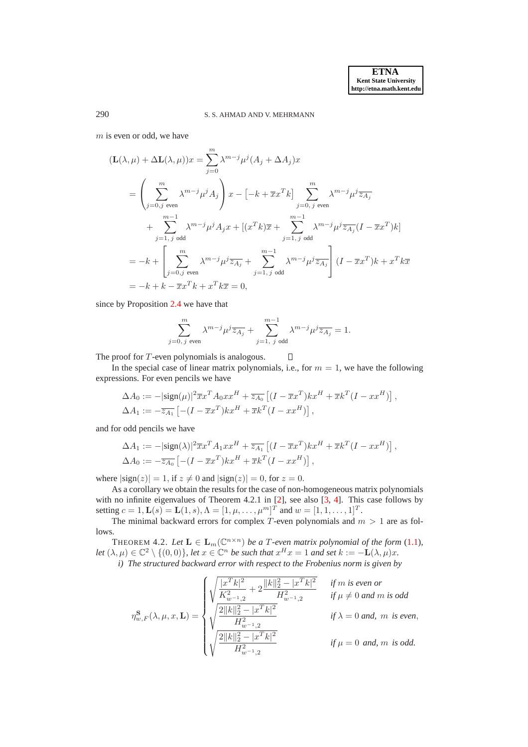$m$ is even or odd, we have

$$
\begin{aligned}
(\mathbf{L}(\lambda,\mu)+\Delta\mathbf{L}(\lambda,\mu))x &= \sum_{j=0}^{m}\lambda^{m-j}\mu^{j}(A_j+\Delta A_j)x\\
&= \left(\sum_{j=0, j \text{ even}}^{m}\lambda^{m-j}\mu^{j}A_j\right)x - \left[-k+\overline{x}x^Tk\right]\sum_{j=0,\, j \text{ even}}^{m}\lambda^{m-j}\mu^{j}\overline{z_{A_j}}\\
&\quad+\sum_{j=1,\, j \text{ odd}}^{m-1}\lambda^{m-j}\mu^{j}A_jx+[(x^Tk)\overline{x}+\sum_{j=1,\, j \text{ odd}}^{m-1}\lambda^{m-j}\mu^{j}\overline{z_{A_j}}(I-\overline{x}x^T)k]\\
&= -k+\left[\sum_{j=0, j \text{ even}}^{m}\lambda^{m-j}\mu^{j}\overline{z_{A_j}}+\sum_{j=1,\, j \text{ odd}}^{m-1}\lambda^{m-j}\mu^{j}\overline{z_{A_j}}\right](I-\overline{x}x^T)k+x^Tk\overline{x}\\
&= -k+k-\overline{x}x^Tk+x^Tk\overline{x}=0,
\end{aligned}
$$

since by Proposition 2.4 we have that

$$
\sum_{j=0,\, j \text{ even}}^{m}\lambda^{m-j}\mu^{j}\overline{z_{A_j}}+\sum_{j=1,\, j \text{ odd}}^{m-1}\lambda^{m-j}\mu^{j}\overline{z_{A_j}}=1.
$$

The proof for $T$-even polynomials is analogous. $\square$

In the special case of linear matrix polynomials, i.e., for $m=1$, we have the following expressions. For even pencils we have

$$
\begin{aligned}
\Delta A_0 &:= -|\text{sign}(\mu)|^2\overline{x}x^TA_0xx^H+\overline{z_{A_0}}\left[(I-\overline{x}x^T)kx^H+\overline{x}k^T(I-xx^H)\right],\\
\Delta A_1 &:= -\overline{z_{A_1}}\left[-(I-\overline{x}x^T)kx^H+\overline{x}k^T(I-xx^H)\right],
\end{aligned}
$$

and for odd pencils we have

$$
\begin{aligned}
\Delta A_1 &:= -|\text{sign}(\lambda)|^2\overline{x}x^TA_1xx^H+\overline{z_{A_1}}\left[(I-\overline{x}x^T)kx^H+\overline{x}k^T(I-xx^H)\right],\\
\Delta A_0 &:= -\overline{z_{A_0}}\left[-(I-\overline{x}x^T)kx^H+\overline{x}k^T(I-xx^H)\right],
\end{aligned}
$$

where $|\text{sign}(z)|=1$, if $z\neq 0$ and $|\text{sign}(z)|=0$, for $z=0$.

As a corollary we obtain the results for the case of non-homogeneous matrix polynomials with no infinite eigenvalues of Theorem 4.2.1 in [2], see also [3, 4]. This case follows by setting $c=1, \mathbf{L}(s)=\mathbf{L}(1,s), \Lambda=[1,\mu,\ldots,\mu^m]^T$ and $w=[1,1,\ldots,1]^T$.

The minimal backward errors for complex $T$-even polynomials and $m>1$ are as follows.

THEOREM 4.2. *Let $\mathbf{L}\in\mathbf{L}_m(\mathbb{C}^{n\times n})$ be a $T$-even matrix polynomial of the form (1.1), let $(\lambda,\mu)\in\mathbb{C}^2\setminus\{(0,0)\}$, let $x\in\mathbb{C}^n$ be such that $x^Hx=1$ and set $k:=-\mathbf{L}(\lambda,\mu)x$.*

*i) The structured backward error with respect to the Frobenius norm is given by*

$$
\eta^{\mathbf{S}}_{w,F}(\lambda,\mu,x,\mathbf{L})=\begin{cases}\sqrt{\dfrac{|x^Tk|^2}{K^2_{w^{-1},2}}+2\dfrac{\|k\|_2^2-|x^Tk|^2}{H^2_{w^{-1},2}}} & \text{if } m \text{ is even or}\\ & \text{if } \mu\neq 0 \text{ and } m \text{ is odd}\\ \sqrt{\dfrac{2\|k\|_2^2-|x^Tk|^2}{H^2_{w^{-1},2}}} & \text{if } \lambda=0 \text{ and, } m \text{ is even},\\ \sqrt{\dfrac{2\|k\|_2^2-|x^Tk|^2}{H^2_{w^{-1},2}}} & \text{if } \mu=0 \text{ and, } m \text{ is odd}.\end{cases}
$$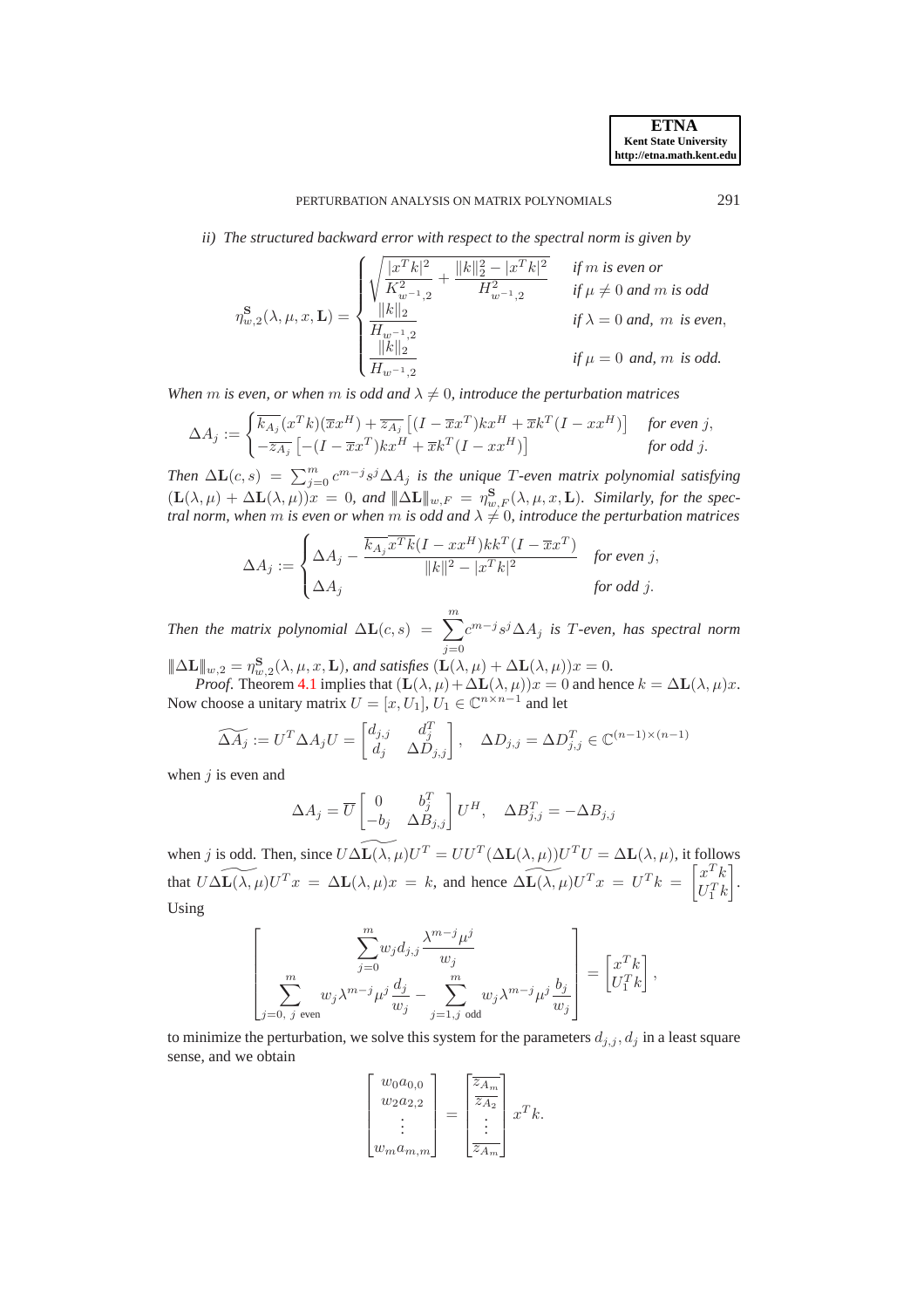*ii) The structured backward error with respect to the spectral norm is given by*

$$\eta^{\mathbf{S}}_{w,2}(\lambda,\mu,x,\mathbf{L}) = \begin{cases} \sqrt{\dfrac{|x^T k|^2}{K^2_{w^{-1},2}} + \dfrac{\|k\|_2^2 - |x^T k|^2}{H^2_{w^{-1},2}}} & \text{if } m \text{ is even or} \\ & \text{if } \mu \neq 0 \text{ and } m \text{ is odd} \\ \dfrac{\|k\|_2}{H_{w^{-1},2}} & \text{if } \lambda = 0 \text{ and, } m \text{ is even,} \\ \dfrac{\|k\|_2}{H_{w^{-1},2}} & \text{if } \mu = 0 \text{ and, } m \text{ is odd.} \end{cases}$$

*When $m$ is even, or when $m$ is odd and $\lambda \neq 0$, introduce the perturbation matrices*

$$\Delta A_j := \begin{cases} \overline{k_{A_j}}(x^T k)(\overline{x} x^H) + \overline{z_{A_j}}\left[(I - \overline{x}x^T)kx^H + \overline{x}k^T(I - xx^H)\right] & \text{for even } j, \\ -\overline{z_{A_j}}\left[-(I - \overline{x}x^T)kx^H + \overline{x}k^T(I - xx^H)\right] & \text{for odd } j. \end{cases}$$

*Then $\Delta\mathbf{L}(c,s) = \sum_{j=0}^m c^{m-j}s^j \Delta A_j$ is the unique $T$-even matrix polynomial satisfying $(\mathbf{L}(\lambda,\mu) + \Delta\mathbf{L}(\lambda,\mu))x = 0$, and $|||\Delta\mathbf{L}|||_{w,F} = \eta^{\mathbf{S}}_{w,F}(\lambda,\mu,x,\mathbf{L})$. Similarly, for the spectral norm, when $m$ is even or when $m$ is odd and $\lambda \neq 0$, introduce the perturbation matrices*

$$\Delta A_j := \begin{cases} \Delta A_j - \dfrac{\overline{k_{A_j}}\,\overline{x^T k}(I - xx^H)kk^T(I - \overline{x}x^T)}{\|k\|^2 - |x^T k|^2} & \text{for even } j, \\ \Delta A_j & \text{for odd } j. \end{cases}$$

*Then the matrix polynomial $\Delta\mathbf{L}(c,s) = \displaystyle\sum_{j=0}^m c^{m-j}s^j \Delta A_j$ is $T$-even, has spectral norm $|||\Delta\mathbf{L}|||_{w,2} = \eta^{\mathbf{S}}_{w,2}(\lambda,\mu,x,\mathbf{L})$, and satisfies $(\mathbf{L}(\lambda,\mu) + \Delta\mathbf{L}(\lambda,\mu))x = 0$.*

*Proof*. Theorem 4.1 implies that $(\mathbf{L}(\lambda,\mu)+\Delta\mathbf{L}(\lambda,\mu))x = 0$ and hence $k = \Delta\mathbf{L}(\lambda,\mu)x$. Now choose a unitary matrix $U = [x, U_1]$, $U_1 \in \mathbb{C}^{n\times n-1}$ and let

$$\widetilde{\Delta A_j} := U^T \Delta A_j U = \begin{bmatrix} d_{j,j} & d_j^T \\ d_j & \Delta D_{j,j} \end{bmatrix}, \quad \Delta D_{j,j} = \Delta D_{j,j}^T \in \mathbb{C}^{(n-1)\times(n-1)}$$

when $j$ is even and

$$\Delta A_j = \overline{U}\begin{bmatrix} 0 & b_j^T \\ -b_j & \Delta B_{j,j} \end{bmatrix} U^H, \quad \Delta B_{j,j}^T = -\Delta B_{j,j}$$

when $j$ is odd. Then, since $U\widetilde{\Delta\mathbf{L}(\lambda,\mu)}U^T = UU^T(\Delta\mathbf{L}(\lambda,\mu))U^T U = \Delta\mathbf{L}(\lambda,\mu)$, it follows that $U\widetilde{\Delta\mathbf{L}(\lambda,\mu)}U^T x = \Delta\mathbf{L}(\lambda,\mu)x = k$, and hence $\widetilde{\Delta\mathbf{L}(\lambda,\mu)}U^T x = U^T k = \begin{bmatrix} x^T k \\ U_1^T k \end{bmatrix}$. Using

$$\begin{bmatrix} \displaystyle\sum_{j=0}^m w_j d_{j,j}\frac{\lambda^{m-j}\mu^j}{w_j} \\ \displaystyle\sum_{j=0,\ j \text{ even}}^m w_j \lambda^{m-j}\mu^j \frac{d_j}{w_j} - \sum_{j=1, j \text{ odd}}^m w_j \lambda^{m-j}\mu^j \frac{b_j}{w_j} \end{bmatrix} = \begin{bmatrix} x^T k \\ U_1^T k \end{bmatrix},$$

to minimize the perturbation, we solve this system for the parameters $d_{j,j}, d_j$ in a least square sense, and we obtain

$$\begin{bmatrix} w_0 a_{0,0} \\ w_2 a_{2,2} \\ \vdots \\ w_m a_{m,m} \end{bmatrix} = \begin{bmatrix} \overline{z_{A_m}} \\ \overline{z_{A_2}} \\ \vdots \\ \overline{z_{A_m}} \end{bmatrix} x^T k.$$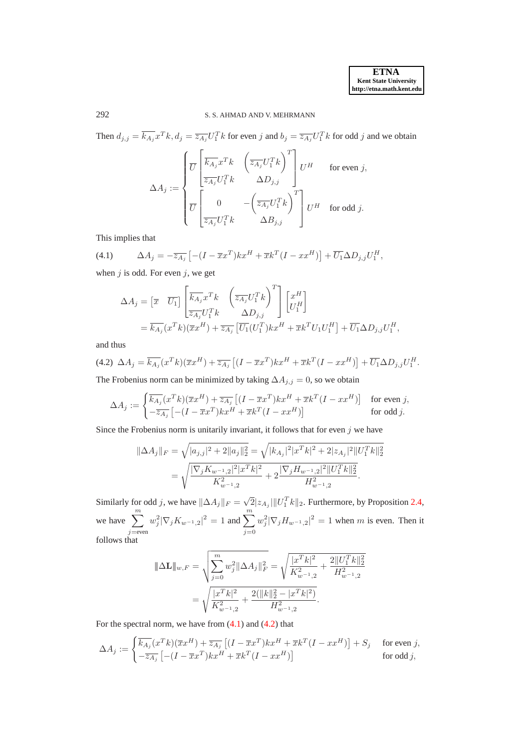Then $d_{j,j} = \overline{k_{A_j}} x^T k$, $d_j = \overline{z_{A_j}} U_1^T k$ for even $j$ and $b_j = \overline{z_{A_j}} U_1^T k$ for odd $j$ and we obtain

$$\Delta A_j := \begin{cases} \overline{U} \begin{bmatrix} \overline{k_{A_j}} x^T k & \left(\overline{z_{A_j}} U_1^T k\right)^T \\ \overline{z_{A_j}} U_1^T k & \Delta D_{j,j} \end{bmatrix} U^H & \text{for even } j, \\ \overline{U} \begin{bmatrix} 0 & -\left(\overline{z_{A_j}} U_1^T k\right)^T \\ \overline{z_{A_j}} U_1^T k & \Delta B_{j,j} \end{bmatrix} U^H & \text{for odd } j. \end{cases}$$

This implies that

$$\Delta A_j = -\overline{z_{A_j}} \left[ -(I - \overline{x} x^T) k x^H + \overline{x} k^T (I - x x^H) \right] + \overline{U_1} \Delta D_{j,j} U_1^H, \tag{4.1}$$

when $j$ is odd. For even $j$, we get

$$\begin{aligned} \Delta A_j &= \begin{bmatrix} \overline{x} & \overline{U_1} \end{bmatrix} \begin{bmatrix} \overline{k_{A_j}} x^T k & \left(\overline{z_{A_j}} U_1^T k\right)^T \\ \overline{z_{A_j}} U_1^T k & \Delta D_{j,j} \end{bmatrix} \begin{bmatrix} x^H \\ U_1^H \end{bmatrix} \\ &= \overline{k_{A_j}} (x^T k)(\overline{x} x^H) + \overline{z_{A_j}} \left[ \overline{U_1} (U_1^T) k x^H + \overline{x} k^T U_1 U_1^H \right] + \overline{U_1} \Delta D_{j,j} U_1^H, \end{aligned}$$

and thus

$$\Delta A_j = \overline{k_{A_j}} (x^T k)(\overline{x} x^H) + \overline{z_{A_j}} \left[ (I - \overline{x} x^T) k x^H + \overline{x} k^T (I - x x^H) \right] + \overline{U_1} \Delta D_{j,j} U_1^H. \tag{4.2}$$

The Frobenius norm can be minimized by taking $\Delta A_{j,j} = 0$, so we obtain

$$\Delta A_j := \begin{cases} \overline{k_{A_j}} (x^T k)(\overline{x} x^H) + \overline{z_{A_j}} \left[ (I - \overline{x} x^T) k x^H + \overline{x} k^T (I - x x^H) \right] & \text{for even } j, \\ -\overline{z_{A_j}} \left[ -(I - \overline{x} x^T) k x^H + \overline{x} k^T (I - x x^H) \right] & \text{for odd } j. \end{cases}$$

Since the Frobenius norm is unitarily invariant, it follows that for even $j$ we have

$$\begin{aligned} \|\Delta A_j\|_F &= \sqrt{|a_{j,j}|^2 + 2\|a_j\|_2^2} = \sqrt{|k_{A_j}|^2 |x^T k|^2 + 2|z_{A_j}|^2 \|U_1^T k\|_2^2} \\ &= \sqrt{\frac{|\nabla_j K_{w^{-1},2}|^2 |x^T k|^2}{K_{w^{-1},2}^2} + 2\frac{|\nabla_j H_{w^{-1},2}|^2 \|U_1^T k\|_2^2}{H_{w^{-1},2}^2}}. \end{aligned}$$

Similarly for odd $j$, we have $\|\Delta A_j\|_F = \sqrt{2}|z_{A_j}| \|U_1^T k\|_2$. Furthermore, by Proposition 2.4, we have $\sum_{j=\text{even}}^{m} w_j^2 |\nabla_j K_{w^{-1},2}|^2 = 1$ and $\sum_{j=0}^{m} w_j^2 |\nabla_j H_{w^{-1},2}|^2 = 1$ when $m$ is even. Then it follows that

$$\begin{aligned} \|\Delta \mathbf{L}\|_{w,F} &= \sqrt{\sum_{j=0}^{m} w_j^2 \|\Delta A_j\|_F^2} = \sqrt{\frac{|x^T k|^2}{K_{w^{-1},2}^2} + \frac{2\|U_1^T k\|_2^2}{H_{w^{-1},2}^2}} \\ &= \sqrt{\frac{|x^T k|^2}{K_{w^{-1},2}^2} + \frac{2(\|k\|_2^2 - |x^T k|^2)}{H_{w^{-1},2}^2}}. \end{aligned}$$

For the spectral norm, we have from (4.1) and (4.2) that

$$\Delta A_j := \begin{cases} \overline{k_{A_j}} (x^T k)(\overline{x} x^H) + \overline{z_{A_j}} \left[ (I - \overline{x} x^T) k x^H + \overline{x} k^T (I - x x^H) \right] + S_j & \text{for even } j, \\ -\overline{z_{A_j}} \left[ -(I - \overline{x} x^T) k x^H + \overline{x} k^T (I - x x^H) \right] & \text{for odd } j, \end{cases}$$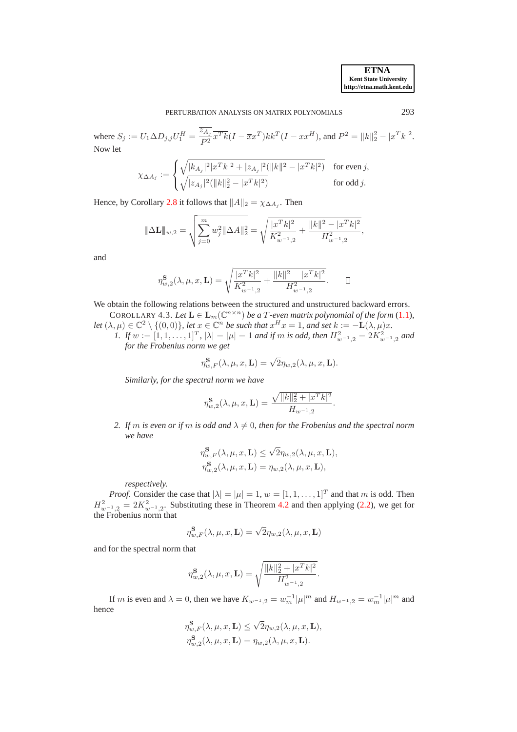where $S_j := \overline{U_1}\Delta D_{j,j}U_1^H = \frac{\overline{z_{A_j}}}{P^2}\overline{x^Tk}(I - \overline{x}x^T)kk^T(I - xx^H)$, and $P^2 = \|k\|_2^2 - |x^Tk|^2$. Now let

$$
\chi_{\Delta A_j} := \begin{cases} \sqrt{|k_{A_j}|^2|x^Tk|^2 + |z_{A_j}|^2(\|k\|^2 - |x^Tk|^2)} & \text{for even } j, \\ \sqrt{|z_{A_j}|^2(\|k\|_2^2 - |x^Tk|^2)} & \text{for odd } j. \end{cases}
$$

Hence, by Corollary 2.8 it follows that $\|A\|_2 = \chi_{\Delta A_j}$. Then

$$
|\!|\!|\Delta \mathbf{L}|\!|\!|_{w,2} = \sqrt{\sum_{j=0}^{m} w_j^2 \|\Delta A\|_2^2} = \sqrt{\frac{|x^Tk|^2}{K_{w^{-1},2}^2} + \frac{\|k\|^2 - |x^Tk|^2}{H_{w^{-1},2}^2}},
$$

and

$$
\eta_{w,2}^{\mathbf{S}}(\lambda, \mu, x, \mathbf{L}) = \sqrt{\frac{|x^Tk|^2}{K_{w^{-1},2}^2} + \frac{\|k\|^2 - |x^Tk|^2}{H_{w^{-1},2}^2}}. \qquad \square
$$

We obtain the following relations between the structured and unstructured backward errors.

COROLLARY 4.3. *Let $\mathbf{L} \in \mathbf{L}_m(\mathbb{C}^{n\times n})$ be a $T$-even matrix polynomial of the form (1.1), let $(\lambda, \mu) \in \mathbb{C}^2 \setminus \{(0, 0)\}$, let $x \in \mathbb{C}^n$ be such that $x^Hx = 1$, and set $k := -\mathbf{L}(\lambda, \mu)x$.*

1. *If $w := [1, 1, \ldots, 1]^T$, $|\lambda| = |\mu| = 1$ and if $m$ is odd, then $H_{w^{-1},2}^2 = 2K_{w^{-1},2}^2$ and for the Frobenius norm we get*

$$
\eta_{w,F}^{\mathbf{S}}(\lambda, \mu, x, \mathbf{L}) = \sqrt{2}\eta_{w,2}(\lambda, \mu, x, \mathbf{L}).
$$

   *Similarly, for the spectral norm we have*

$$
\eta_{w,2}^{\mathbf{S}}(\lambda, \mu, x, \mathbf{L}) = \frac{\sqrt{\|k\|_2^2 + |x^Tk|^2}}{H_{w^{-1},2}}.
$$

2. *If $m$ is even or if $m$ is odd and $\lambda \neq 0$, then for the Frobenius and the spectral norm we have*

$$
\eta_{w,F}^{\mathbf{S}}(\lambda, \mu, x, \mathbf{L}) \leq \sqrt{2}\eta_{w,2}(\lambda, \mu, x, \mathbf{L}),
$$
$$
\eta_{w,2}^{\mathbf{S}}(\lambda, \mu, x, \mathbf{L}) = \eta_{w,2}(\lambda, \mu, x, \mathbf{L}),
$$

   *respectively.*

*Proof*. Consider the case that $|\lambda| = |\mu| = 1$, $w = [1, 1, \ldots, 1]^T$ and that $m$ is odd. Then $H_{w^{-1},2}^2 = 2K_{w^{-1},2}^2$. Substituting these in Theorem 4.2 and then applying (2.2), we get for the Frobenius norm that

$$
\eta_{w,F}^{\mathbf{S}}(\lambda, \mu, x, \mathbf{L}) = \sqrt{2}\eta_{w,2}(\lambda, \mu, x, \mathbf{L})
$$

and for the spectral norm that

$$
\eta_{w,2}^{\mathbf{S}}(\lambda, \mu, x, \mathbf{L}) = \sqrt{\frac{\|k\|_2^2 + |x^Tk|^2}{H_{w^{-1},2}^2}}.
$$

If $m$ is even and $\lambda = 0$, then we have $K_{w^{-1},2} = w_m^{-1}|\mu|^m$ and $H_{w^{-1},2} = w_m^{-1}|\mu|^m$ and hence

$$
\eta_{w,F}^{\mathbf{S}}(\lambda, \mu, x, \mathbf{L}) \leq \sqrt{2}\eta_{w,2}(\lambda, \mu, x, \mathbf{L}),
$$
$$
\eta_{w,2}^{\mathbf{S}}(\lambda, \mu, x, \mathbf{L}) = \eta_{w,2}(\lambda, \mu, x, \mathbf{L}).
$$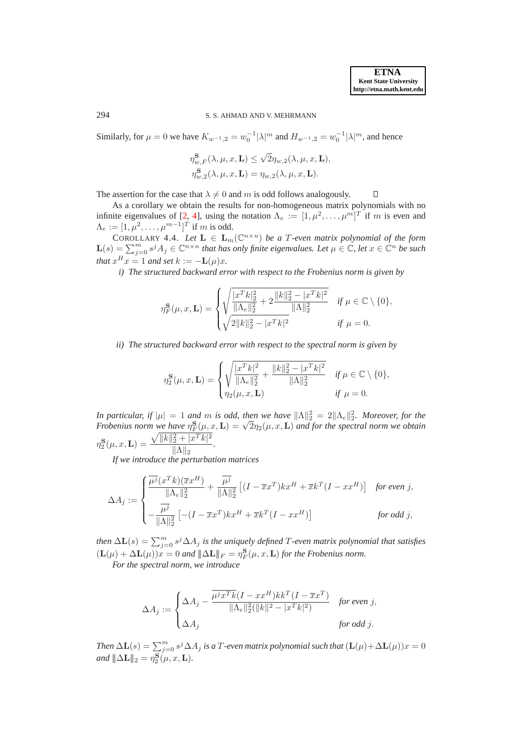Similarly, for $\mu = 0$ we have $K_{w^{-1},2} = w_0^{-1}|\lambda|^m$ and $H_{w^{-1},2} = w_0^{-1}|\lambda|^m$, and hence

$$\eta^{\mathbf{S}}_{w,F}(\lambda,\mu,x,\mathbf{L}) \leq \sqrt{2}\eta_{w,2}(\lambda,\mu,x,\mathbf{L}),$$
$$\eta^{\mathbf{S}}_{w,2}(\lambda,\mu,x,\mathbf{L}) = \eta_{w,2}(\lambda,\mu,x,\mathbf{L}).$$

The assertion for the case that $\lambda \neq 0$ and $m$ is odd follows analogously. □

As a corollary we obtain the results for non-homogeneous matrix polynomials with no infinite eigenvalues of [2, 4], using the notation $\Lambda_e := [1, \mu^2, \ldots, \mu^m]^T$ if $m$ is even and $\Lambda_e := [1, \mu^2, \ldots, \mu^{m-1}]^T$ if $m$ is odd.

COROLLARY 4.4. *Let $\mathbf{L} \in \mathbf{L}_m(\mathbb{C}^{n\times n})$ be a $T$-even matrix polynomial of the form $\mathbf{L}(s) = \sum_{j=0}^m s^j A_j \in \mathbb{C}^{n\times n}$ that has only finite eigenvalues. Let $\mu \in \mathbb{C}$, let $x \in \mathbb{C}^n$ be such that $x^H x = 1$ and set $k := -\mathbf{L}(\mu)x$.*

*i) The structured backward error with respect to the Frobenius norm is given by*

$$\eta^{\mathbf{S}}_F(\mu,x,\mathbf{L}) = \begin{cases} \sqrt{\dfrac{|x^T k|_2^2}{\|\Lambda_e\|_2^2} + 2\dfrac{\|k\|_2^2 - |x^T k|^2}{\|\Lambda\|_2^2}} & \text{if } \mu \in \mathbb{C}\setminus\{0\}, \\ \sqrt{2\|k\|_2^2 - |x^T k|^2} & \text{if } \mu = 0. \end{cases}$$

*ii) The structured backward error with respect to the spectral norm is given by*

$$\eta^{\mathbf{S}}_2(\mu,x,\mathbf{L}) = \begin{cases} \sqrt{\dfrac{|x^T k|^2}{\|\Lambda_e\|_2^2} + \dfrac{\|k\|_2^2 - |x^T k|^2}{\|\Lambda\|_2^2}} & \text{if } \mu \in \mathbb{C}\setminus\{0\}, \\ \eta_2(\mu,x,\mathbf{L}) & \text{if } \mu = 0. \end{cases}$$

*In particular, if $|\mu| = 1$ and $m$ is odd, then we have $\|\Lambda\|_2^2 = 2\|\Lambda_e\|_2^2$. Moreover, for the Frobenius norm we have $\eta^{\mathbf{S}}_F(\mu,x,\mathbf{L}) = \sqrt{2}\eta_2(\mu,x,\mathbf{L})$ and for the spectral norm we obtain $\eta^{\mathbf{S}}_2(\mu,x,\mathbf{L}) = \dfrac{\sqrt{\|k\|_2^2 + |x^T k|^2}}{\|\Lambda\|_2}$.*

*If we introduce the perturbation matrices*

$$\Delta A_j := \begin{cases} \dfrac{\overline{\mu^j}(x^T k)(\overline{x}x^H)}{\|\Lambda_e\|_2^2} + \dfrac{\overline{\mu^j}}{\|\Lambda\|_2^2}\left[(I - \overline{x}x^T)kx^H + \overline{x}k^T(I - xx^H)\right] & \text{for even } j, \\ -\dfrac{\overline{\mu^j}}{\|\Lambda\|_2^2}\left[-(I - \overline{x}x^T)kx^H + \overline{x}k^T(I - xx^H)\right] & \text{for odd } j, \end{cases}$$

*then $\Delta\mathbf{L}(s) = \sum_{j=0}^m s^j \Delta A_j$ is the uniquely defined $T$-even matrix polynomial that satisfies $(\mathbf{L}(\mu) + \Delta\mathbf{L}(\mu))x = 0$ and $\|\!|\Delta\mathbf{L}|\!\|_F = \eta^{\mathbf{S}}_F(\mu,x,\mathbf{L})$ for the Frobenius norm.*

*For the spectral norm, we introduce*

$$\Delta A_j := \begin{cases} \Delta A_j - \dfrac{\overline{\mu^j x^T k}(I - xx^H)kk^T(I - \overline{x}x^T)}{\|\Lambda_e\|_2^2(\|k\|^2 - |x^T k|^2)} & \text{for even } j, \\ \Delta A_j & \text{for odd } j. \end{cases}$$

*Then $\Delta\mathbf{L}(s) = \sum_{j=0}^m s^j \Delta A_j$ is a $T$-even matrix polynomial such that $(\mathbf{L}(\mu)+\Delta\mathbf{L}(\mu))x = 0$ and $\|\!|\Delta\mathbf{L}|\!\|_2 = \eta^{\mathbf{S}}_2(\mu,x,\mathbf{L})$.*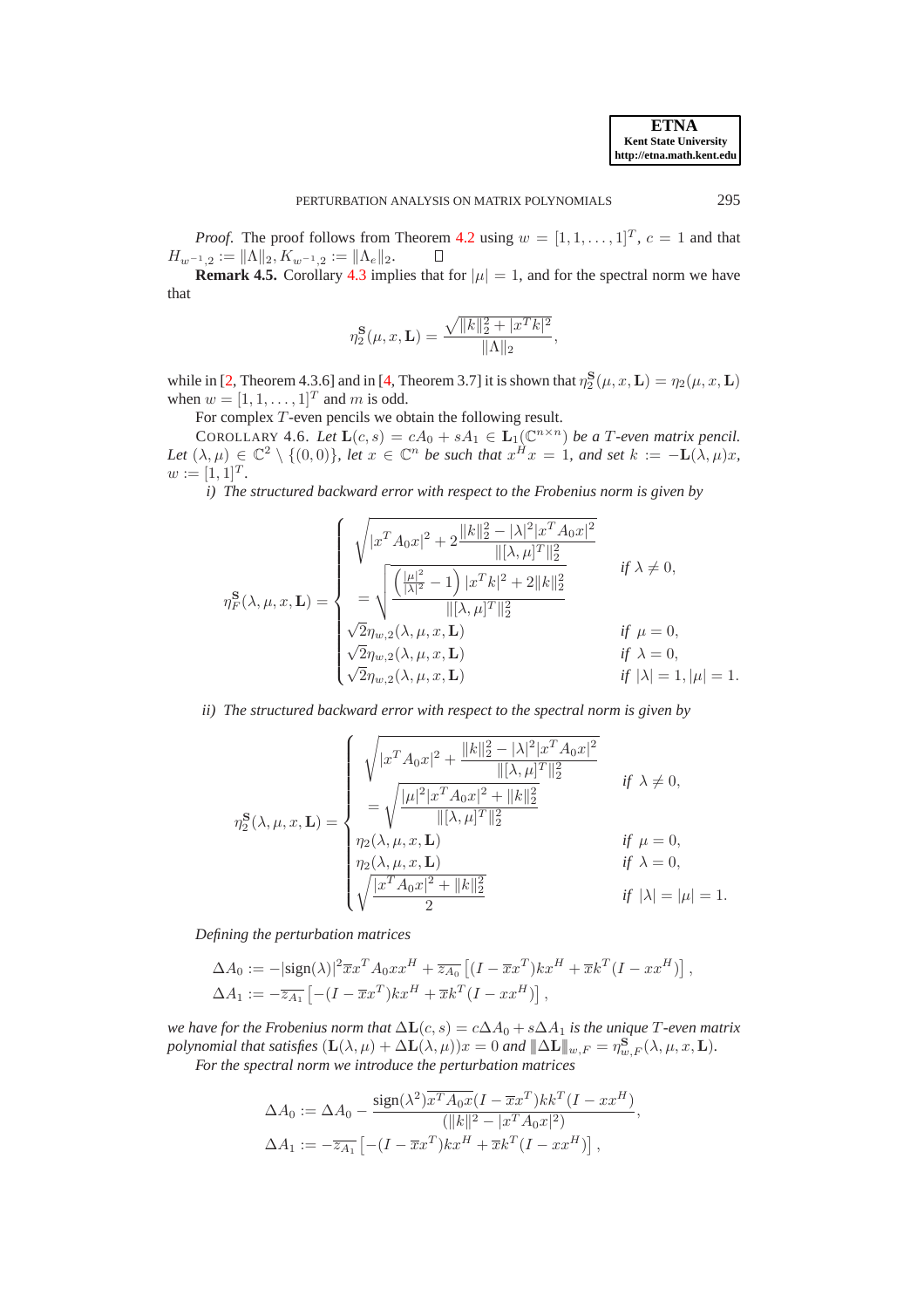*Proof.* The proof follows from Theorem 4.2 using $w = [1, 1, \ldots, 1]^T$, $c = 1$ and that $H_{w^{-1},2} := \|\Lambda\|_2, K_{w^{-1},2} := \|\Lambda_e\|_2$. $\square$

**Remark 4.5.** Corollary 4.3 implies that for $|\mu| = 1$, and for the spectral norm we have that

$$\eta_2^{\mathbf{S}}(\mu, x, \mathbf{L}) = \frac{\sqrt{\|k\|_2^2 + |x^T k|^2}}{\|\Lambda\|_2},$$

while in [2, Theorem 4.3.6] and in [4, Theorem 3.7] it is shown that $\eta_2^{\mathbf{S}}(\mu, x, \mathbf{L}) = \eta_2(\mu, x, \mathbf{L})$ when $w = [1, 1, \ldots, 1]^T$ and $m$ is odd.

For complex $T$-even pencils we obtain the following result.

COROLLARY 4.6. *Let $\mathbf{L}(c, s) = cA_0 + sA_1 \in \mathbf{L}_1(\mathbb{C}^{n\times n})$ be a $T$-even matrix pencil. Let $(\lambda, \mu) \in \mathbb{C}^2 \setminus \{(0, 0)\}$, let $x \in \mathbb{C}^n$ be such that $x^H x = 1$, and set $k := -\mathbf{L}(\lambda, \mu)x$, $w := [1, 1]^T$.*

*i) The structured backward error with respect to the Frobenius norm is given by*

$$\eta_F^{\mathbf{S}}(\lambda, \mu, x, \mathbf{L}) = \begin{cases} \sqrt{|x^T A_0 x|^2 + 2\dfrac{\|k\|_2^2 - |\lambda|^2 |x^T A_0 x|^2}{\|[\lambda, \mu]^T\|_2^2}} \\ \quad = \sqrt{\dfrac{\left(\frac{|\mu|^2}{|\lambda|^2} - 1\right)|x^T k|^2 + 2\|k\|_2^2}{\|[\lambda, \mu]^T\|_2^2}} & \text{if } \lambda \neq 0, \\ \sqrt{2}\eta_{w,2}(\lambda, \mu, x, \mathbf{L}) & \text{if } \mu = 0, \\ \sqrt{2}\eta_{w,2}(\lambda, \mu, x, \mathbf{L}) & \text{if } \lambda = 0, \\ \sqrt{2}\eta_{w,2}(\lambda, \mu, x, \mathbf{L}) & \text{if } |\lambda| = 1, |\mu| = 1. \end{cases}$$

*ii) The structured backward error with respect to the spectral norm is given by*

$$\eta_2^{\mathbf{S}}(\lambda, \mu, x, \mathbf{L}) = \begin{cases} \sqrt{|x^T A_0 x|^2 + \dfrac{\|k\|_2^2 - |\lambda|^2 |x^T A_0 x|^2}{\|[\lambda, \mu]^T\|_2^2}} \\ \quad = \sqrt{\dfrac{|\mu|^2 |x^T A_0 x|^2 + \|k\|_2^2}{\|[\lambda, \mu]^T\|_2^2}} & \text{if } \lambda \neq 0, \\ \eta_2(\lambda, \mu, x, \mathbf{L}) & \text{if } \mu = 0, \\ \eta_2(\lambda, \mu, x, \mathbf{L}) & \text{if } \lambda = 0, \\ \sqrt{\dfrac{|x^T A_0 x|^2 + \|k\|_2^2}{2}} & \text{if } |\lambda| = |\mu| = 1. \end{cases}$$

*Defining the perturbation matrices*

$$\begin{aligned} \Delta A_0 &:= -|\operatorname{sign}(\lambda)|^2 \overline{x} x^T A_0 x x^H + \overline{z_{A_0}}\left[(I - \overline{x}x^T)kx^H + \overline{x}k^T(I - xx^H)\right], \\ \Delta A_1 &:= -\overline{z_{A_1}}\left[-(I - \overline{x}x^T)kx^H + \overline{x}k^T(I - xx^H)\right], \end{aligned}$$

*we have for the Frobenius norm that $\Delta\mathbf{L}(c, s) = c\Delta A_0 + s\Delta A_1$ is the unique $T$-even matrix polynomial that satisfies $(\mathbf{L}(\lambda, \mu) + \Delta\mathbf{L}(\lambda, \mu))x = 0$ and $|\!|\!|\Delta\mathbf{L}|\!|\!|_{w,F} = \eta_{w,F}^{\mathbf{S}}(\lambda, \mu, x, \mathbf{L})$.*

*For the spectral norm we introduce the perturbation matrices*

$$\begin{aligned} \Delta A_0 &:= \Delta A_0 - \frac{\operatorname{sign}(\lambda^2)\overline{x^T A_0 x}(I - \overline{x}x^T)kk^T(I - xx^H)}{(\|k\|^2 - |x^T A_0 x|^2)}, \\ \Delta A_1 &:= -\overline{z_{A_1}}\left[-(I - \overline{x}x^T)kx^H + \overline{x}k^T(I - xx^H)\right], \end{aligned}$$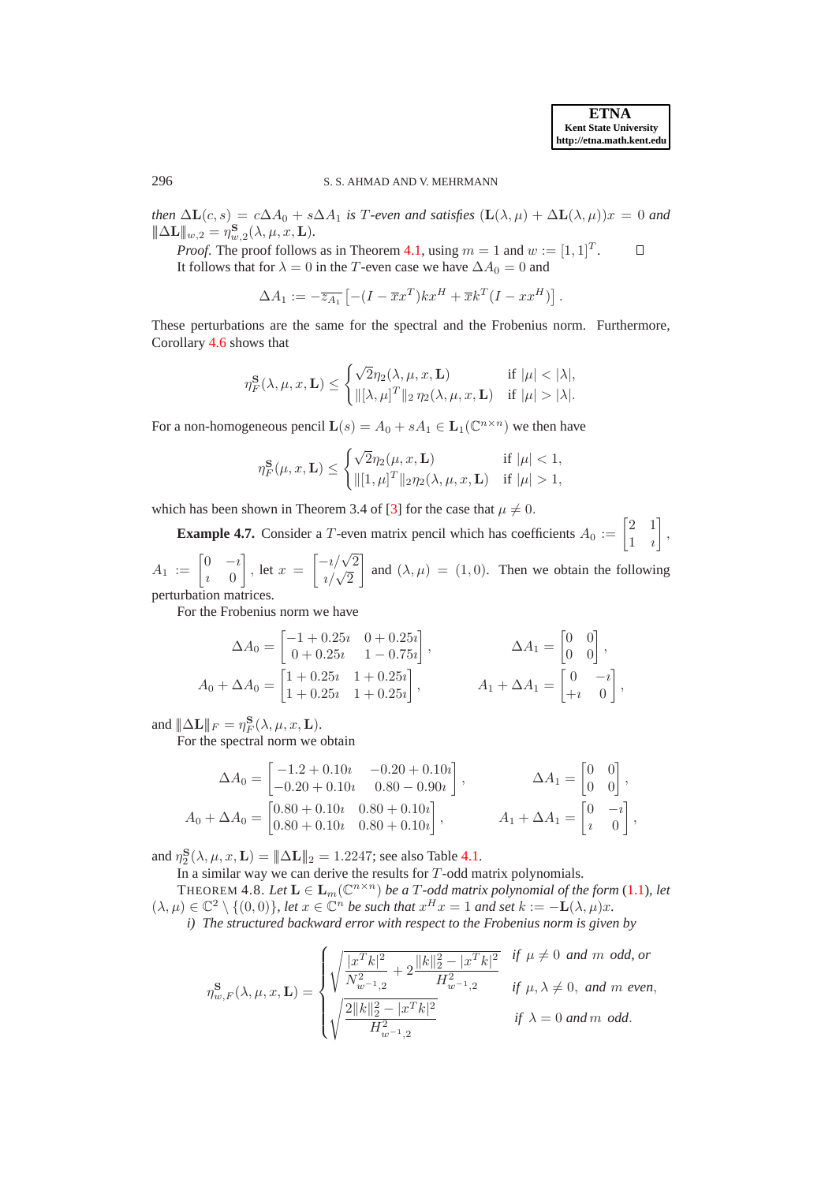*then* $\Delta\mathbf{L}(c,s) = c\Delta A_0 + s\Delta A_1$ *is* $T$*-even and satisfies* $(\mathbf{L}(\lambda,\mu) + \Delta\mathbf{L}(\lambda,\mu))x = 0$ *and* $|||\Delta\mathbf{L}|||_{w,2} = \eta^{\mathbf{S}}_{w,2}(\lambda,\mu,x,\mathbf{L})$.

*Proof.* The proof follows as in Theorem 4.1, using $m = 1$ and $w := [1,1]^T$. $\square$

It follows that for $\lambda = 0$ in the $T$-even case we have $\Delta A_0 = 0$ and

$$\Delta A_1 := -\overline{z_{A_1}}\left[-(I - \overline{x}x^T)kx^H + \overline{x}k^T(I - xx^H)\right].$$

These perturbations are the same for the spectral and the Frobenius norm. Furthermore, Corollary 4.6 shows that

$$\eta^{\mathbf{S}}_F(\lambda,\mu,x,\mathbf{L}) \leq \begin{cases} \sqrt{2}\eta_2(\lambda,\mu,x,\mathbf{L}) & \text{if } |\mu| < |\lambda|, \\ \|[\lambda,\mu]^T\|_2\, \eta_2(\lambda,\mu,x,\mathbf{L}) & \text{if } |\mu| > |\lambda|. \end{cases}$$

For a non-homogeneous pencil $\mathbf{L}(s) = A_0 + sA_1 \in \mathbf{L}_1(\mathbb{C}^{n\times n})$ we then have

$$\eta^{\mathbf{S}}_F(\mu,x,\mathbf{L}) \leq \begin{cases} \sqrt{2}\eta_2(\mu,x,\mathbf{L}) & \text{if } |\mu| < 1, \\ \|[1,\mu]^T\|_2\eta_2(\lambda,\mu,x,\mathbf{L}) & \text{if } |\mu| > 1, \end{cases}$$

which has been shown in Theorem 3.4 of [3] for the case that $\mu \neq 0$.

**Example 4.7.** Consider a $T$-even matrix pencil which has coefficients $A_0 := \begin{bmatrix} 2 & 1 \\ 1 & \imath \end{bmatrix}$, $A_1 := \begin{bmatrix} 0 & -\imath \\ \imath & 0 \end{bmatrix}$, let $x = \begin{bmatrix} -\imath/\sqrt{2} \\ \imath/\sqrt{2} \end{bmatrix}$ and $(\lambda,\mu) = (1,0)$. Then we obtain the following perturbation matrices.

For the Frobenius norm we have

$$\Delta A_0 = \begin{bmatrix} -1+0.25\imath & 0+0.25\imath \\ 0+0.25\imath & 1-0.75\imath \end{bmatrix}, \qquad \Delta A_1 = \begin{bmatrix} 0 & 0 \\ 0 & 0 \end{bmatrix},$$

$$A_0 + \Delta A_0 = \begin{bmatrix} 1+0.25\imath & 1+0.25\imath \\ 1+0.25\imath & 1+0.25\imath \end{bmatrix}, \qquad A_1 + \Delta A_1 = \begin{bmatrix} 0 & -\imath \\ +\imath & 0 \end{bmatrix},$$

and $|||\Delta\mathbf{L}|||_F = \eta^{\mathbf{S}}_F(\lambda,\mu,x,\mathbf{L})$.

For the spectral norm we obtain

$$\Delta A_0 = \begin{bmatrix} -1.2+0.10\imath & -0.20+0.10\imath \\ -0.20+0.10\imath & 0.80-0.90\imath \end{bmatrix}, \qquad \Delta A_1 = \begin{bmatrix} 0 & 0 \\ 0 & 0 \end{bmatrix},$$

$$A_0 + \Delta A_0 = \begin{bmatrix} 0.80+0.10\imath & 0.80+0.10\imath \\ 0.80+0.10\imath & 0.80+0.10\imath \end{bmatrix}, \qquad A_1 + \Delta A_1 = \begin{bmatrix} 0 & -\imath \\ \imath & 0 \end{bmatrix},$$

and $\eta^{\mathbf{S}}_2(\lambda,\mu,x,\mathbf{L}) = |||\Delta\mathbf{L}|||_2 = 1.2247$; see also Table 4.1.

In a similar way we can derive the results for $T$-odd matrix polynomials.

THEOREM 4.8. *Let* $\mathbf{L} \in \mathbf{L}_m(\mathbb{C}^{n\times n})$ *be a* $T$*-odd matrix polynomial of the form* (1.1)*, let* $(\lambda,\mu) \in \mathbb{C}^2 \setminus \{(0,0)\}$*, let* $x \in \mathbb{C}^n$ *be such that* $x^Hx = 1$ *and set* $k := -\mathbf{L}(\lambda,\mu)x$.

*i) The structured backward error with respect to the Frobenius norm is given by*

$$\eta^{\mathbf{S}}_{w,F}(\lambda,\mu,x,\mathbf{L}) = \begin{cases} \sqrt{\dfrac{|x^Tk|^2}{N^2_{w^{-1},2}} + 2\dfrac{\|k\|_2^2 - |x^Tk|^2}{H^2_{w^{-1},2}}} & \text{if } \mu \neq 0 \text{ and } m \text{ odd, or} \\ & \text{if } \mu,\lambda \neq 0, \text{ and } m \text{ even}, \\ \sqrt{\dfrac{2\|k\|_2^2 - |x^Tk|^2}{H^2_{w^{-1},2}}} & \text{if } \lambda = 0 \text{ and } m \text{ odd}. \end{cases}$$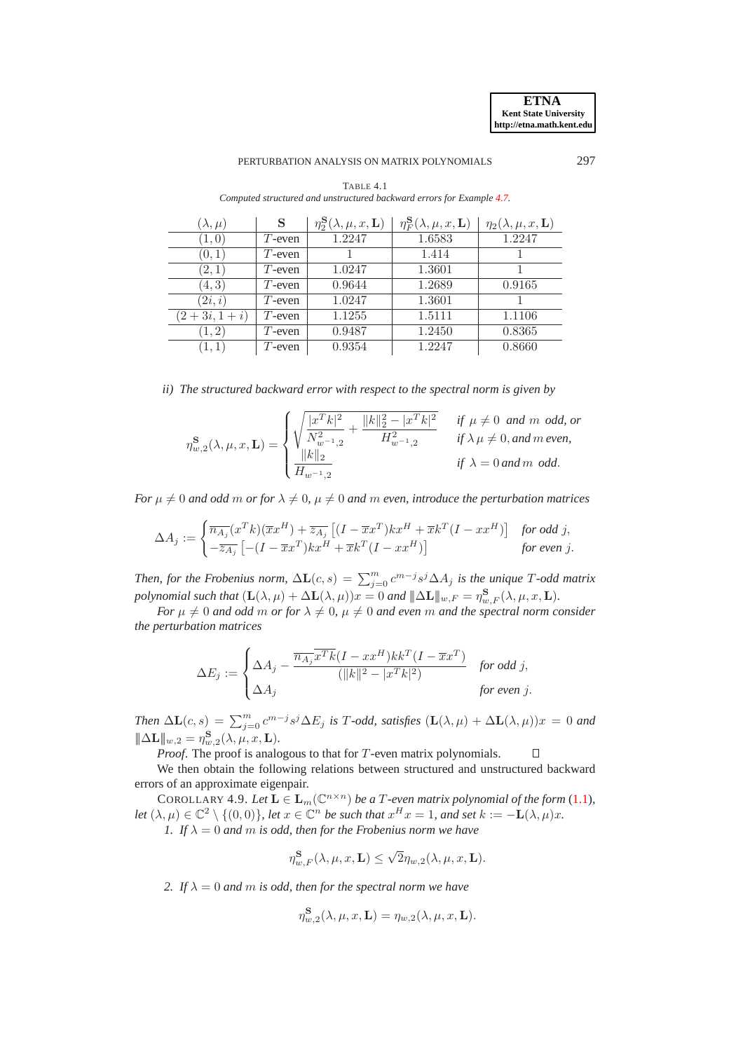TABLE 4.1
*Computed structured and unstructured backward errors for Example 4.7.*

| $(\lambda, \mu)$ | $\mathbf{S}$ | $\eta_2^{\mathbf{S}}(\lambda, \mu, x, \mathbf{L})$ | $\eta_F^{\mathbf{S}}(\lambda, \mu, x, \mathbf{L})$ | $\eta_2(\lambda, \mu, x, \mathbf{L})$ |
|---|---|---|---|---|
| $(1, 0)$ | $T$-even | 1.2247 | 1.6583 | 1.2247 |
| $(0, 1)$ | $T$-even | 1 | 1.414 | 1 |
| $(2, 1)$ | $T$-even | 1.0247 | 1.3601 | 1 |
| $(4, 3)$ | $T$-even | 0.9644 | 1.2689 | 0.9165 |
| $(2i, i)$ | $T$-even | 1.0247 | 1.3601 | 1 |
| $(2+3i, 1+i)$ | $T$-even | 1.1255 | 1.5111 | 1.1106 |
| $(1, 2)$ | $T$-even | 0.9487 | 1.2450 | 0.8365 |
| $(1, 1)$ | $T$-even | 0.9354 | 1.2247 | 0.8660 |

*ii) The structured backward error with respect to the spectral norm is given by*

$$\eta_{w,2}^{\mathbf{S}}(\lambda, \mu, x, \mathbf{L}) = \begin{cases} \sqrt{\dfrac{|x^T k|^2}{N_{w^{-1},2}^2} + \dfrac{\|k\|_2^2 - |x^T k|^2}{H_{w^{-1},2}^2}} & \text{if } \mu \neq 0 \text{ and } m \text{ odd, or} \\ & \text{if } \lambda\mu \neq 0, \text{and } m \text{ even,} \\ \dfrac{\|k\|_2}{H_{w^{-1},2}} & \text{if } \lambda = 0 \text{ and } m \text{ odd.} \end{cases}$$

*For $\mu \neq 0$ and odd $m$ or for $\lambda \neq 0$, $\mu \neq 0$ and $m$ even, introduce the perturbation matrices*

$$\Delta A_j := \begin{cases} \overline{n_{A_j}}(x^T k)(\overline{x} x^H) + \overline{z_{A_j}}\left[(I - \overline{x} x^T) k x^H + \overline{x} k^T (I - x x^H)\right] & \text{for odd } j, \\ -\overline{z_{A_j}}\left[-(I - \overline{x} x^T) k x^H + \overline{x} k^T (I - x x^H)\right] & \text{for even } j. \end{cases}$$

*Then, for the Frobenius norm, $\Delta\mathbf{L}(c, s) = \sum_{j=0}^{m} c^{m-j} s^j \Delta A_j$ is the unique $T$-odd matrix polynomial such that $(\mathbf{L}(\lambda, \mu) + \Delta\mathbf{L}(\lambda, \mu))x = 0$ and $|\!|\!|\Delta\mathbf{L}|\!|\!|_{w,F} = \eta_{w,F}^{\mathbf{S}}(\lambda, \mu, x, \mathbf{L})$.*

*For $\mu \neq 0$ and odd $m$ or for $\lambda \neq 0$, $\mu \neq 0$ and even $m$ and the spectral norm consider the perturbation matrices*

$$\Delta E_j := \begin{cases} \Delta A_j - \dfrac{\overline{n_{A_j}}\,\overline{x^T k}(I - x x^H) k k^T (I - \overline{x} x^T)}{(\|k\|^2 - |x^T k|^2)} & \text{for odd } j, \\ \Delta A_j & \text{for even } j. \end{cases}$$

*Then $\Delta\mathbf{L}(c, s) = \sum_{j=0}^{m} c^{m-j} s^j \Delta E_j$ is $T$-odd, satisfies $(\mathbf{L}(\lambda, \mu) + \Delta\mathbf{L}(\lambda, \mu))x = 0$ and $|\!|\!|\Delta\mathbf{L}|\!|\!|_{w,2} = \eta_{w,2}^{\mathbf{S}}(\lambda, \mu, x, \mathbf{L})$.*

*Proof.* The proof is analogous to that for $T$-even matrix polynomials. $\square$

We then obtain the following relations between structured and unstructured backward errors of an approximate eigenpair.

COROLLARY 4.9. *Let $\mathbf{L} \in \mathbf{L}_m(\mathbb{C}^{n \times n})$ be a $T$-even matrix polynomial of the form (1.1), let $(\lambda, \mu) \in \mathbb{C}^2 \setminus \{(0, 0)\}$, let $x \in \mathbb{C}^n$ be such that $x^H x = 1$, and set $k := -\mathbf{L}(\lambda, \mu)x$.*

*1. If $\lambda = 0$ and $m$ is odd, then for the Frobenius norm we have*

$$\eta_{w,F}^{\mathbf{S}}(\lambda, \mu, x, \mathbf{L}) \leq \sqrt{2}\eta_{w,2}(\lambda, \mu, x, \mathbf{L}).$$

*2. If $\lambda = 0$ and $m$ is odd, then for the spectral norm we have*

$$\eta_{w,2}^{\mathbf{S}}(\lambda, \mu, x, \mathbf{L}) = \eta_{w,2}(\lambda, \mu, x, \mathbf{L}).$$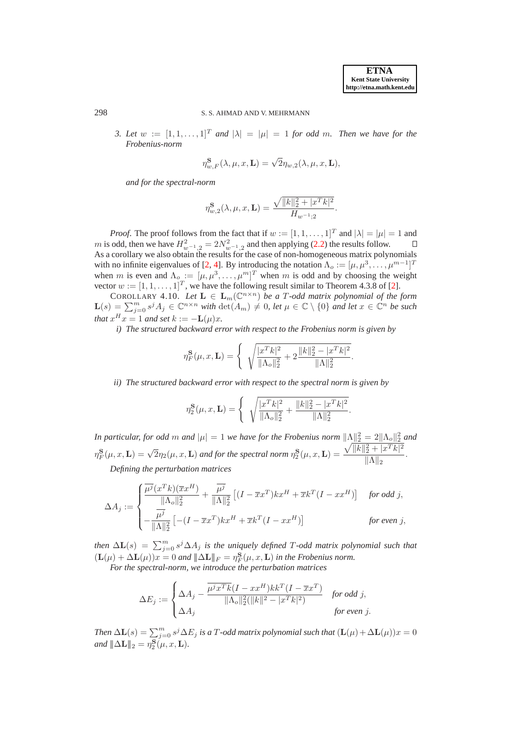3. *Let $w := [1, 1, \ldots, 1]^T$ and $|\lambda| = |\mu| = 1$ for odd $m$. Then we have for the Frobenius-norm*

$$\eta^{\mathbf{S}}_{w,F}(\lambda, \mu, x, \mathbf{L}) = \sqrt{2}\eta_{w,2}(\lambda, \mu, x, \mathbf{L}),$$

*and for the spectral-norm*

$$\eta^{\mathbf{S}}_{w,2}(\lambda, \mu, x, \mathbf{L}) = \frac{\sqrt{\|k\|_2^2 + |x^T k|^2}}{H_{w^{-1};2}}.$$

*Proof.* The proof follows from the fact that if $w := [1, 1, \ldots, 1]^T$ and $|\lambda| = |\mu| = 1$ and $m$ is odd, then we have $H^2_{w^{-1},2} = 2N^2_{w^{-1},2}$ and then applying (2.2) the results follow. $\square$

As a corollary we also obtain the results for the case of non-homogeneous matrix polynomials with no infinite eigenvalues of [2, 4]. By introducing the notation $\Lambda_o := [\mu, \mu^3, \ldots, \mu^{m-1}]^T$ when $m$ is even and $\Lambda_o := [\mu, \mu^3, \ldots, \mu^m]^T$ when $m$ is odd and by choosing the weight vector $w := [1, 1, \ldots, 1]^T$, we have the following result similar to Theorem 4.3.8 of [2].

COROLLARY 4.10. *Let $\mathbf{L} \in \mathbf{L}_m(\mathbb{C}^{n\times n})$ be a $T$-odd matrix polynomial of the form $\mathbf{L}(s) = \sum_{j=0}^m s^j A_j \in \mathbb{C}^{n\times n}$ with $\det(A_m) \neq 0$, let $\mu \in \mathbb{C} \setminus \{0\}$ and let $x \in \mathbb{C}^n$ be such that $x^H x = 1$ and set $k := -\mathbf{L}(\mu)x$.*

*i) The structured backward error with respect to the Frobenius norm is given by*

$$\eta^{\mathbf{S}}_F(\mu, x, \mathbf{L}) = \left\{ \sqrt{\frac{|x^T k|^2}{\|\Lambda_o\|_2^2} + 2\frac{\|k\|_2^2 - |x^T k|^2}{\|\Lambda\|_2^2}}. \right.$$

*ii) The structured backward error with respect to the spectral norm is given by*

$$\eta^{\mathbf{S}}_2(\mu, x, \mathbf{L}) = \left\{ \sqrt{\frac{|x^T k|^2}{\|\Lambda_o\|_2^2} + \frac{\|k\|_2^2 - |x^T k|^2}{\|\Lambda\|_2^2}}. \right.$$

*In particular, for odd $m$ and $|\mu| = 1$ we have for the Frobenius norm $\|\Lambda\|_2^2 = 2\|\Lambda_o\|_2^2$ and $\eta^{\mathbf{S}}_F(\mu, x, \mathbf{L}) = \sqrt{2}\eta_2(\mu, x, \mathbf{L})$ and for the spectral norm $\eta^{\mathbf{S}}_2(\mu, x, \mathbf{L}) = \dfrac{\sqrt{\|k\|_2^2 + |x^T k|^2}}{\|\Lambda\|_2}$.*

*Defining the perturbation matrices*

$$\Delta A_j := \begin{cases} \dfrac{\overline{\mu^j}(x^T k)(\overline{x} x^H)}{\|\Lambda_o\|_2^2} + \dfrac{\overline{\mu^j}}{\|\Lambda\|_2^2}\left[(I - \overline{x}x^T)kx^H + \overline{x}k^T(I - xx^H)\right] & \text{for odd } j, \\ -\dfrac{\overline{\mu^j}}{\|\Lambda\|_2^2}\left[-(I - \overline{x}x^T)kx^H + \overline{x}k^T(I - xx^H)\right] & \text{for even } j, \end{cases}$$

*then $\Delta\mathbf{L}(s) = \sum_{j=0}^m s^j \Delta A_j$ is the uniquely defined $T$-odd matrix polynomial such that $(\mathbf{L}(\mu) + \Delta\mathbf{L}(\mu))x = 0$ and $\|\Delta\mathbf{L}\|_F = \eta^{\mathbf{S}}_F(\mu, x, \mathbf{L})$ in the Frobenius norm.*

*For the spectral-norm, we introduce the perturbation matrices*

$$\Delta E_j := \begin{cases} \Delta A_j - \dfrac{\overline{\mu^j x^T k}(I - xx^H)kk^T(I - \overline{x}x^T)}{\|\Lambda_o\|_2^2(\|k\|^2 - |x^T k|^2)} & \text{for odd } j, \\ \Delta A_j & \text{for even } j. \end{cases}$$

*Then $\Delta\mathbf{L}(s) = \sum_{j=0}^m s^j \Delta E_j$ is a $T$-odd matrix polynomial such that $(\mathbf{L}(\mu) + \Delta\mathbf{L}(\mu))x = 0$ and $\|\Delta\mathbf{L}\|_2 = \eta^{\mathbf{S}}_2(\mu, x, \mathbf{L})$.*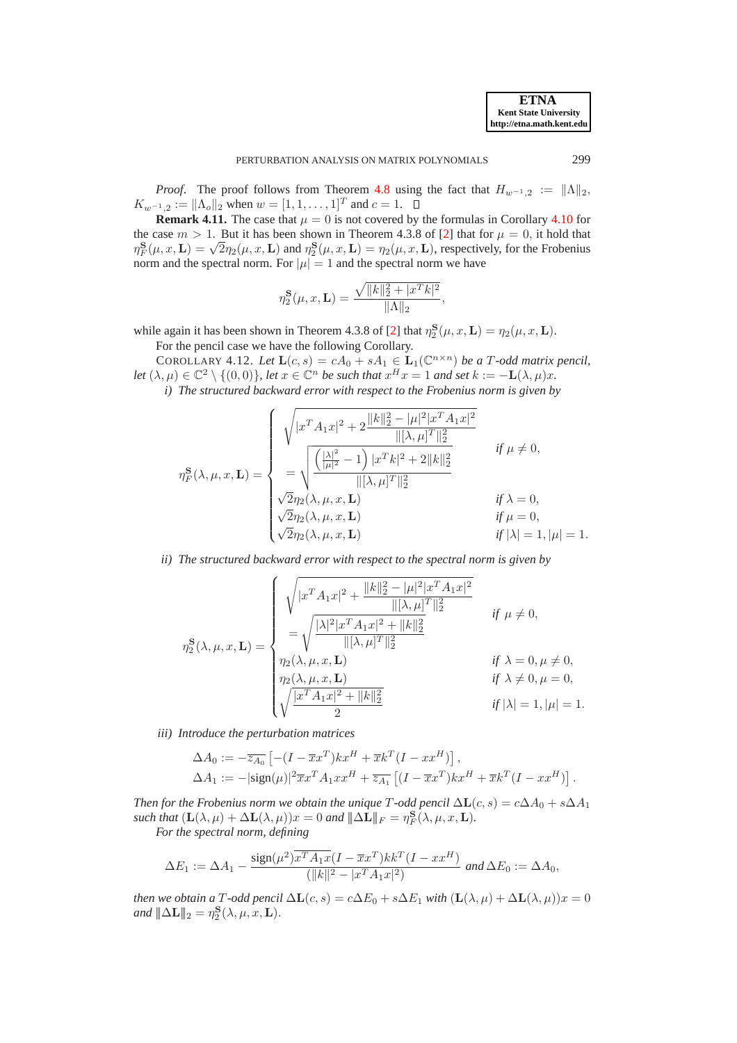*Proof*. The proof follows from Theorem 4.8 using the fact that $H_{w^{-1},2} := \|\Lambda\|_2$, $K_{w^{-1},2} := \|\Lambda_o\|_2$ when $w = [1, 1, \ldots, 1]^T$ and $c = 1$. □

**Remark 4.11.** The case that $\mu = 0$ is not covered by the formulas in Corollary 4.10 for the case $m > 1$. But it has been shown in Theorem 4.3.8 of [2] that for $\mu = 0$, it hold that $\eta_F^{\mathbf{S}}(\mu, x, \mathbf{L}) = \sqrt{2}\eta_2(\mu, x, \mathbf{L})$ and $\eta_2^{\mathbf{S}}(\mu, x, \mathbf{L}) = \eta_2(\mu, x, \mathbf{L})$, respectively, for the Frobenius norm and the spectral norm. For $|\mu| = 1$ and the spectral norm we have

$$\eta_2^{\mathbf{S}}(\mu, x, \mathbf{L}) = \frac{\sqrt{\|k\|_2^2 + |x^T k|^2}}{\|\Lambda\|_2},$$

while again it has been shown in Theorem 4.3.8 of [2] that $\eta_2^{\mathbf{S}}(\mu, x, \mathbf{L}) = \eta_2(\mu, x, \mathbf{L})$.

For the pencil case we have the following Corollary.

COROLLARY 4.12. *Let $\mathbf{L}(c, s) = cA_0 + sA_1 \in \mathbf{L}_1(\mathbb{C}^{n\times n})$ be a $T$-odd matrix pencil, let $(\lambda, \mu) \in \mathbb{C}^2 \setminus \{(0, 0)\}$, let $x \in \mathbb{C}^n$ be such that $x^H x = 1$ and set $k := -\mathbf{L}(\lambda, \mu)x$.*

*i) The structured backward error with respect to the Frobenius norm is given by*

$$\eta_F^{\mathbf{S}}(\lambda, \mu, x, \mathbf{L}) = \begin{cases} \sqrt{|x^T A_1 x|^2 + 2\dfrac{\|k\|_2^2 - |\mu|^2|x^T A_1 x|^2}{\|[\lambda, \mu]^T\|_2^2}} \\ \quad = \sqrt{\dfrac{\left(\frac{|\lambda|^2}{|\mu|^2} - 1\right)|x^T k|^2 + 2\|k\|_2^2}{\|[\lambda, \mu]^T\|_2^2}} & \text{if } \mu \neq 0, \\ \sqrt{2}\eta_2(\lambda, \mu, x, \mathbf{L}) & \text{if } \lambda = 0, \\ \sqrt{2}\eta_2(\lambda, \mu, x, \mathbf{L}) & \text{if } \mu = 0, \\ \sqrt{2}\eta_2(\lambda, \mu, x, \mathbf{L}) & \text{if } |\lambda| = 1, |\mu| = 1. \end{cases}$$

*ii) The structured backward error with respect to the spectral norm is given by*

$$\eta_2^{\mathbf{S}}(\lambda, \mu, x, \mathbf{L}) = \begin{cases} \sqrt{|x^T A_1 x|^2 + \dfrac{\|k\|_2^2 - |\mu|^2|x^T A_1 x|^2}{\|[\lambda, \mu]^T\|_2^2}} \\ \quad = \sqrt{\dfrac{|\lambda|^2|x^T A_1 x|^2 + \|k\|_2^2}{\|[\lambda, \mu]^T\|_2^2}} & \text{if } \mu \neq 0, \\ \eta_2(\lambda, \mu, x, \mathbf{L}) & \text{if } \lambda = 0, \mu \neq 0, \\ \eta_2(\lambda, \mu, x, \mathbf{L}) & \text{if } \lambda \neq 0, \mu = 0, \\ \sqrt{\dfrac{|x^T A_1 x|^2 + \|k\|_2^2}{2}} & \text{if } |\lambda| = 1, |\mu| = 1. \end{cases}$$

*iii) Introduce the perturbation matrices*

$$\begin{aligned} \Delta A_0 &:= -\overline{z_{A_0}}\left[-(I - \overline{x}x^T)kx^H + \overline{x}k^T(I - xx^H)\right], \\ \Delta A_1 &:= -|\text{sign}(\mu)|^2\overline{x}x^T A_1 x x^H + \overline{z_{A_1}}\left[(I - \overline{x}x^T)kx^H + \overline{x}k^T(I - xx^H)\right]. \end{aligned}$$

*Then for the Frobenius norm we obtain the unique $T$-odd pencil $\Delta\mathbf{L}(c, s) = c\Delta A_0 + s\Delta A_1$ such that $(\mathbf{L}(\lambda, \mu) + \Delta\mathbf{L}(\lambda, \mu))x = 0$ and $\|\Delta\mathbf{L}\|_F = \eta_F^{\mathbf{S}}(\lambda, \mu, x, \mathbf{L})$.*

*For the spectral norm, defining*

$$\Delta E_1 := \Delta A_1 - \frac{\text{sign}(\mu^2)\overline{x^T A_1 x}(I - \overline{x}x^T)kk^T(I - xx^H)}{(\|k\|^2 - |x^T A_1 x|^2)} \text{ and } \Delta E_0 := \Delta A_0,$$

*then we obtain a $T$-odd pencil $\Delta\mathbf{L}(c, s) = c\Delta E_0 + s\Delta E_1$ with $(\mathbf{L}(\lambda, \mu) + \Delta\mathbf{L}(\lambda, \mu))x = 0$ and $\|\Delta\mathbf{L}\|_2 = \eta_2^{\mathbf{S}}(\lambda, \mu, x, \mathbf{L})$.*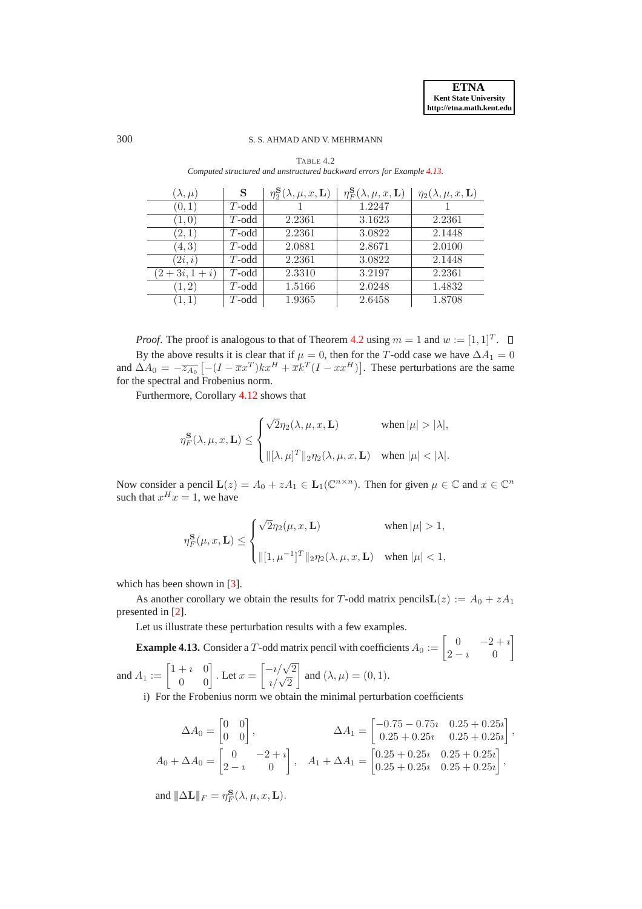TABLE 4.2
*Computed structured and unstructured backward errors for Example 4.13.*

| $(\lambda,\mu)$ | $\mathbf{S}$ | $\eta_2^{\mathbf{S}}(\lambda,\mu,x,\mathbf{L})$ | $\eta_F^{\mathbf{S}}(\lambda,\mu,x,\mathbf{L})$ | $\eta_2(\lambda,\mu,x,\mathbf{L})$ |
|---|---|---|---|---|
| $(0,1)$ | $T$-odd | 1 | 1.2247 | 1 |
| $(1,0)$ | $T$-odd | 2.2361 | 3.1623 | 2.2361 |
| $(2,1)$ | $T$-odd | 2.2361 | 3.0822 | 2.1448 |
| $(4,3)$ | $T$-odd | 2.0881 | 2.8671 | 2.0100 |
| $(2i,i)$ | $T$-odd | 2.2361 | 3.0822 | 2.1448 |
| $(2+3i,1+i)$ | $T$-odd | 2.3310 | 3.2197 | 2.2361 |
| $(1,2)$ | $T$-odd | 1.5166 | 2.0248 | 1.4832 |
| $(1,1)$ | $T$-odd | 1.9365 | 2.6458 | 1.8708 |

*Proof.* The proof is analogous to that of Theorem 4.2 using $m=1$ and $w:=[1,1]^T$. □

By the above results it is clear that if $\mu=0$, then for the $T$-odd case we have $\Delta A_1=0$ and $\Delta A_0 = -\overline{z_{A_0}}\left[-(I-\overline{x}x^T)kx^H + \overline{x}k^T(I-xx^H)\right]$. These perturbations are the same for the spectral and Frobenius norm.

Furthermore, Corollary 4.12 shows that

$$\eta_F^{\mathbf{S}}(\lambda,\mu,x,\mathbf{L}) \le \begin{cases} \sqrt{2}\eta_2(\lambda,\mu,x,\mathbf{L}) & \text{when } |\mu|>|\lambda|, \\ \|[\lambda,\mu]^T\|_2\eta_2(\lambda,\mu,x,\mathbf{L}) & \text{when } |\mu|<|\lambda|. \end{cases}$$

Now consider a pencil $\mathbf{L}(z) = A_0 + zA_1 \in \mathbf{L}_1(\mathbb{C}^{n\times n})$. Then for given $\mu\in\mathbb{C}$ and $x\in\mathbb{C}^n$ such that $x^Hx=1$, we have

$$\eta_F^{\mathbf{S}}(\mu,x,\mathbf{L}) \le \begin{cases} \sqrt{2}\eta_2(\mu,x,\mathbf{L}) & \text{when } |\mu|>1, \\ \|[1,\mu^{-1}]^T\|_2\eta_2(\lambda,\mu,x,\mathbf{L}) & \text{when } |\mu|<1, \end{cases}$$

which has been shown in [3].

As another corollary we obtain the results for $T$-odd matrix pencils$\mathbf{L}(z) := A_0 + zA_1$ presented in [2].

Let us illustrate these perturbation results with a few examples.

**Example 4.13.** Consider a $T$-odd matrix pencil with coefficients $A_0 := \begin{bmatrix} 0 & -2+\imath \\ 2-\imath & 0 \end{bmatrix}$ and $A_1 := \begin{bmatrix} 1+\imath & 0 \\ 0 & 0 \end{bmatrix}$. Let $x = \begin{bmatrix} -\imath/\sqrt{2} \\ \imath/\sqrt{2} \end{bmatrix}$ and $(\lambda,\mu)=(0,1)$.

i) For the Frobenius norm we obtain the minimal perturbation coefficients

$$\Delta A_0 = \begin{bmatrix} 0 & 0 \\ 0 & 0 \end{bmatrix}, \qquad \Delta A_1 = \begin{bmatrix} -0.75-0.75\imath & 0.25+0.25\imath \\ 0.25+0.25\imath & 0.25+0.25\imath \end{bmatrix},$$

$$A_0+\Delta A_0 = \begin{bmatrix} 0 & -2+\imath \\ 2-\imath & 0 \end{bmatrix}, \quad A_1+\Delta A_1 = \begin{bmatrix} 0.25+0.25\imath & 0.25+0.25\imath \\ 0.25+0.25\imath & 0.25+0.25\imath \end{bmatrix},$$

and $\|\Delta\mathbf{L}\|_F = \eta_F^{\mathbf{S}}(\lambda,\mu,\mathbf{L})$.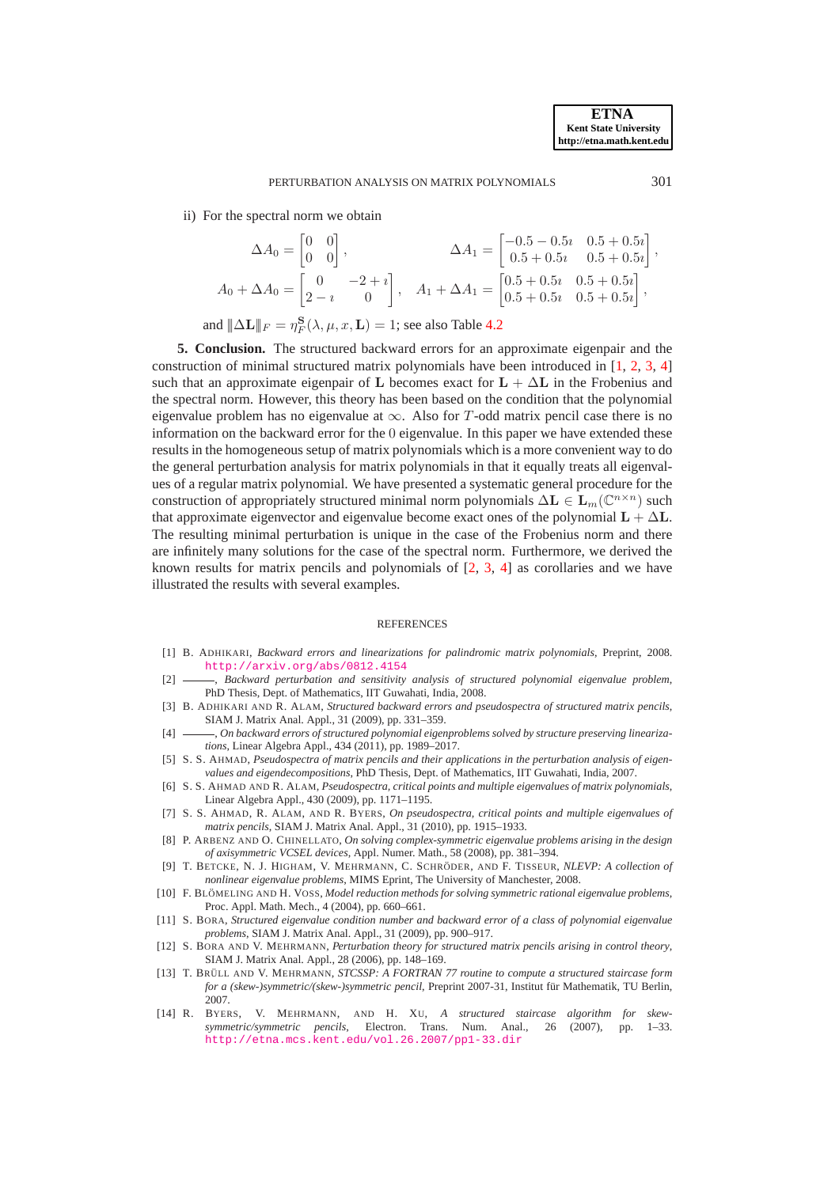ii) For the spectral norm we obtain

$$\Delta A_0 = \begin{bmatrix} 0 & 0 \\ 0 & 0 \end{bmatrix}, \qquad \Delta A_1 = \begin{bmatrix} -0.5-0.5\imath & 0.5+0.5\imath \\ 0.5+0.5\imath & 0.5+0.5\imath \end{bmatrix},$$

$$A_0 + \Delta A_0 = \begin{bmatrix} 0 & -2+\imath \\ 2-\imath & 0 \end{bmatrix}, \quad A_1 + \Delta A_1 = \begin{bmatrix} 0.5+0.5\imath & 0.5+0.5\imath \\ 0.5+0.5\imath & 0.5+0.5\imath \end{bmatrix},$$

and $\|\Delta \mathbf{L}\|_F = \eta_F^{\mathbf{S}}(\lambda, \mu, x, \mathbf{L}) = 1$; see also Table 4.2

**5. Conclusion.** The structured backward errors for an approximate eigenpair and the construction of minimal structured matrix polynomials have been introduced in [1, 2, 3, 4] such that an approximate eigenpair of $\mathbf{L}$ becomes exact for $\mathbf{L} + \Delta \mathbf{L}$ in the Frobenius and the spectral norm. However, this theory has been based on the condition that the polynomial eigenvalue problem has no eigenvalue at $\infty$. Also for $T$-odd matrix pencil case there is no information on the backward error for the $0$ eigenvalue. In this paper we have extended these results in the homogeneous setup of matrix polynomials which is a more convenient way to do the general perturbation analysis for matrix polynomials in that it equally treats all eigenvalues of a regular matrix polynomial. We have presented a systematic general procedure for the construction of appropriately structured minimal norm polynomials $\Delta \mathbf{L} \in \mathbf{L}_m(\mathbb{C}^{n \times n})$ such that approximate eigenvector and eigenvalue become exact ones of the polynomial $\mathbf{L} + \Delta \mathbf{L}$. The resulting minimal perturbation is unique in the case of the Frobenius norm and there are infinitely many solutions for the case of the spectral norm. Furthermore, we derived the known results for matrix pencils and polynomials of [2, 3, 4] as corollaries and we have illustrated the results with several examples.

## REFERENCES

[1] B. Adhikari, *Backward errors and linearizations for palindromic matrix polynomials*, Preprint, 2008. http://arxiv.org/abs/0812.4154

[2] ———, *Backward perturbation and sensitivity analysis of structured polynomial eigenvalue problem*, PhD Thesis, Dept. of Mathematics, IIT Guwahati, India, 2008.

[3] B. Adhikari and R. Alam, *Structured backward errors and pseudospectra of structured matrix pencils*, SIAM J. Matrix Anal. Appl., 31 (2009), pp. 331–359.

[4] ———, *On backward errors of structured polynomial eigenproblems solved by structure preserving linearizations*, Linear Algebra Appl., 434 (2011), pp. 1989–2017.

[5] S. S. Ahmad, *Pseudospectra of matrix pencils and their applications in the perturbation analysis of eigenvalues and eigendecompositions*, PhD Thesis, Dept. of Mathematics, IIT Guwahati, India, 2007.

[6] S. S. Ahmad and R. Alam, *Pseudospectra, critical points and multiple eigenvalues of matrix polynomials*, Linear Algebra Appl., 430 (2009), pp. 1171–1195.

[7] S. S. Ahmad, R. Alam, and R. Byers, *On pseudospectra, critical points and multiple eigenvalues of matrix pencils*, SIAM J. Matrix Anal. Appl., 31 (2010), pp. 1915–1933.

[8] P. Arbenz and O. Chinellato, *On solving complex-symmetric eigenvalue problems arising in the design of axisymmetric VCSEL devices*, Appl. Numer. Math., 58 (2008), pp. 381–394.

[9] T. Betcke, N. J. Higham, V. Mehrmann, C. Schröder, and F. Tisseur, *NLEVP: A collection of nonlinear eigenvalue problems*, MIMS Eprint, The University of Manchester, 2008.

[10] F. Blömeling and H. Voss, *Model reduction methods for solving symmetric rational eigenvalue problems*, Proc. Appl. Math. Mech., 4 (2004), pp. 660–661.

[11] S. Bora, *Structured eigenvalue condition number and backward error of a class of polynomial eigenvalue problems*, SIAM J. Matrix Anal. Appl., 31 (2009), pp. 900–917.

[12] S. Bora and V. Mehrmann, *Perturbation theory for structured matrix pencils arising in control theory*, SIAM J. Matrix Anal. Appl., 28 (2006), pp. 148–169.

[13] T. Brüll and V. Mehrmann, *STCSSP: A FORTRAN 77 routine to compute a structured staircase form for a (skew-)symmetric/(skew-)symmetric pencil*, Preprint 2007-31, Institut für Mathematik, TU Berlin, 2007.

[14] R. Byers, V. Mehrmann, and H. Xu, *A structured staircase algorithm for skew-symmetric/symmetric pencils*, Electron. Trans. Num. Anal., 26 (2007), pp. 1–33. http://etna.mcs.kent.edu/vol.26.2007/pp1-33.dir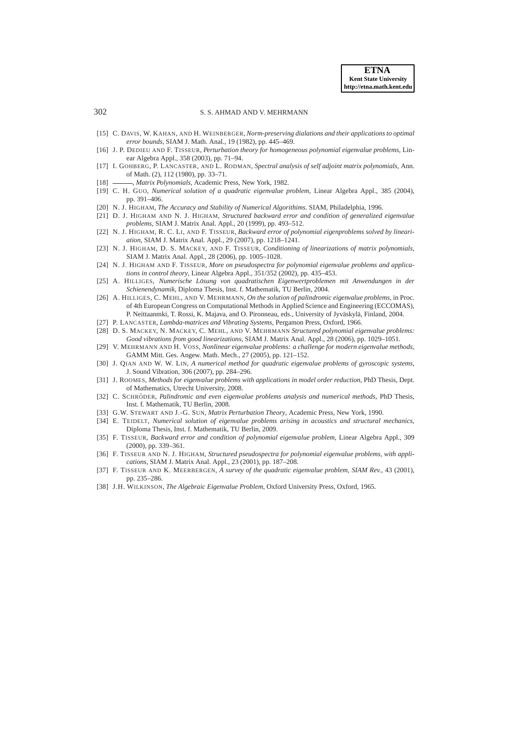[15] C. DAVIS, W. KAHAN, AND H. WEINBERGER, *Norm-preserving dialations and their applications to optimal error bounds*, SIAM J. Math. Anal., 19 (1982), pp. 445–469.

[16] J. P. DEDIEU AND F. TISSEUR, *Perturbation theory for homogeneous polynomial eigenvalue problems*, Linear Algebra Appl., 358 (2003), pp. 71–94.

[17] I. GOHBERG, P. LANCASTER, AND L. RODMAN, *Spectral analysis of self adjoint matrix polynomials*, Ann. of Math. (2), 112 (1980), pp. 33–71.

[18] ———, *Matrix Polynomials*, Academic Press, New York, 1982.

[19] C. H. GUO, *Numerical solution of a quadratic eigenvalue problem*, Linear Algebra Appl., 385 (2004), pp. 391–406.

[20] N. J. HIGHAM, *The Accuracy and Stability of Numerical Algorithims*. SIAM, Philadelphia, 1996.

[21] D. J. HIGHAM AND N. J. HIGHAM, *Structured backward error and condition of generalized eigenvalue problems*, SIAM J. Matrix Anal. Appl., 20 (1999), pp. 493–512.

[22] N. J. HIGHAM, R. C. LI, AND F. TISSEUR, *Backward error of polynomial eigenproblems solved by linearization*, SIAM J. Matrix Anal. Appl., 29 (2007), pp. 1218–1241.

[23] N. J. HIGHAM, D. S. MACKEY, AND F. TISSEUR, *Conditioning of linearizations of matrix polynomials*, SIAM J. Matrix Anal. Appl., 28 (2006), pp. 1005–1028.

[24] N. J. HIGHAM AND F. TISSEUR, *More on pseudospectra for polynomial eigenvalue problems and applications in control theory*, Linear Algebra Appl., 351/352 (2002), pp. 435–453.

[25] A. HILLIGES, *Numerische Lösung von quadratischen Eigenwertproblemen mit Anwendungen in der Schienendynamik*, Diploma Thesis, Inst. f. Mathematik, TU Berlin, 2004.

[26] A. HILLIGES, C. MEHL, AND V. MEHRMANN, *On the solution of palindromic eigenvalue problems*, in Proc. of 4th European Congress on Computational Methods in Applied Science and Engineering (ECCOMAS), P. Neittaanmki, T. Rossi, K. Majava, and O. Pironneau, eds., University of Jyväskylä, Finland, 2004.

[27] P. LANCASTER, *Lambda-matrices and Vibrating Systems*, Pergamon Press, Oxford, 1966.

[28] D. S. MACKEY, N. MACKEY, C. MEHL, AND V. MEHRMANN *Structured polynomial eigenvalue problems: Good vibrations from good linearizations*, SIAM J. Matrix Anal. Appl., 28 (2006), pp. 1029–1051.

[29] V. MEHRMANN AND H. VOSS, *Nonlinear eigenvalue problems: a challenge for modern eigenvalue methods*, GAMM Mitt. Ges. Angew. Math. Mech., 27 (2005), pp. 121–152.

[30] J. QIAN AND W. W. LIN, *A numerical method for quadratic eigenvalue problems of gyroscopic systems*, J. Sound Vibration, 306 (2007), pp. 284–296.

[31] J. ROOMES, *Methods for eigenvalue problems with applications in model order reduction*, PhD Thesis, Dept. of Mathematics, Utrecht University, 2008.

[32] C. SCHRÖDER, *Palindromic and even eigenvalue problems analysis and numerical methods*, PhD Thesis, Inst. f. Mathematik, TU Berlin, 2008.

[33] G.W. STEWART AND J.-G. SUN, *Matrix Perturbation Theory*, Academic Press, New York, 1990.

[34] E. TEIDELT, *Numerical solution of eigenvalue problems arising in acoustics and structural mechanics*, Diploma Thesis, Inst. f. Mathematik, TU Berlin, 2009.

[35] F. TISSEUR, *Backward error and condition of polynomial eigenvalue problem*, Linear Algebra Appl., 309 (2000), pp. 339–361.

[36] F. TISSEUR AND N. J. HIGHAM, *Structured pseudospectra for polynomial eigenvalue problems, with applications*, SIAM J. Matrix Anal. Appl., 23 (2001), pp. 187–208.

[37] F. TISSEUR AND K. MEERBERGEN, *A survey of the quadratic eigenvalue problem, SIAM Rev.*, 43 (2001), pp. 235–286.

[38] J.H. WILKINSON, *The Algebraic Eigenvalue Problem*, Oxford University Press, Oxford, 1965.